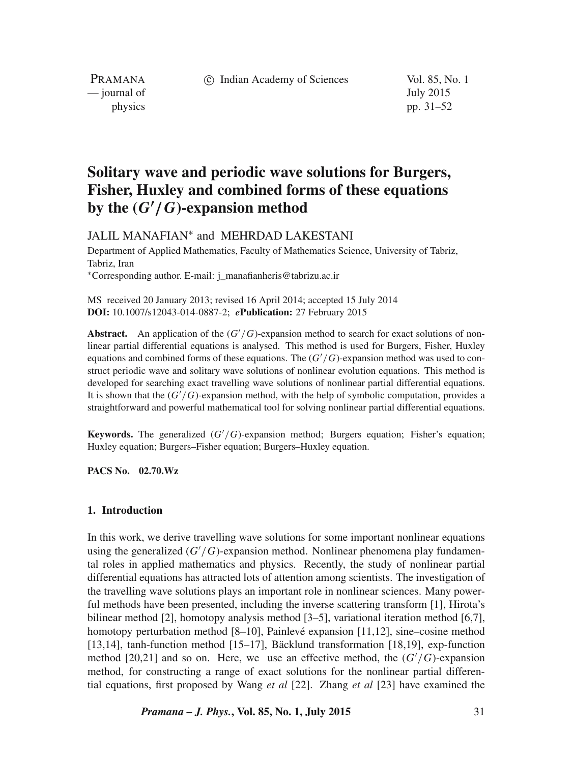# Solitary wave and periodic wave solutions for Burgers, Fisher, Huxley and combined forms of these equations by the $(G'/G)$-expansion method

JALIL MANAFIAN* and MEHRDAD LAKESTANI

Department of Applied Mathematics, Faculty of Mathematics Science, University of Tabriz, Tabriz, Iran

*Corresponding author. E-mail: j_manafianheris@tabrizu.ac.ir

MS received 20 January 2013; revised 16 April 2014; accepted 15 July 2014

**DOI:** 10.1007/s12043-014-0887-2; ***e*Publication:** 27 February 2015

**Abstract.** An application of the $(G'/G)$-expansion method to search for exact solutions of nonlinear partial differential equations is analysed. This method is used for Burgers, Fisher, Huxley equations and combined forms of these equations. The $(G'/G)$-expansion method was used to construct periodic wave and solitary wave solutions of nonlinear evolution equations. This method is developed for searching exact travelling wave solutions of nonlinear partial differential equations. It is shown that the $(G'/G)$-expansion method, with the help of symbolic computation, provides a straightforward and powerful mathematical tool for solving nonlinear partial differential equations.

**Keywords.** The generalized $(G'/G)$-expansion method; Burgers equation; Fisher's equation; Huxley equation; Burgers–Fisher equation; Burgers–Huxley equation.

**PACS No.** 02.70.Wz

## 1. Introduction

In this work, we derive travelling wave solutions for some important nonlinear equations using the generalized $(G'/G)$-expansion method. Nonlinear phenomena play fundamental roles in applied mathematics and physics. Recently, the study of nonlinear partial differential equations has attracted lots of attention among scientists. The investigation of the travelling wave solutions plays an important role in nonlinear sciences. Many powerful methods have been presented, including the inverse scattering transform [1], Hirota's bilinear method [2], homotopy analysis method [3–5], variational iteration method [6,7], homotopy perturbation method [8–10], Painlevé expansion [11,12], sine–cosine method [13,14], tanh-function method [15–17], Bäcklund transformation [18,19], exp-function method [20,21] and so on. Here, we use an effective method, the $(G'/G)$-expansion method, for constructing a range of exact solutions for the nonlinear partial differential equations, first proposed by Wang *et al* [22]. Zhang *et al* [23] have examined the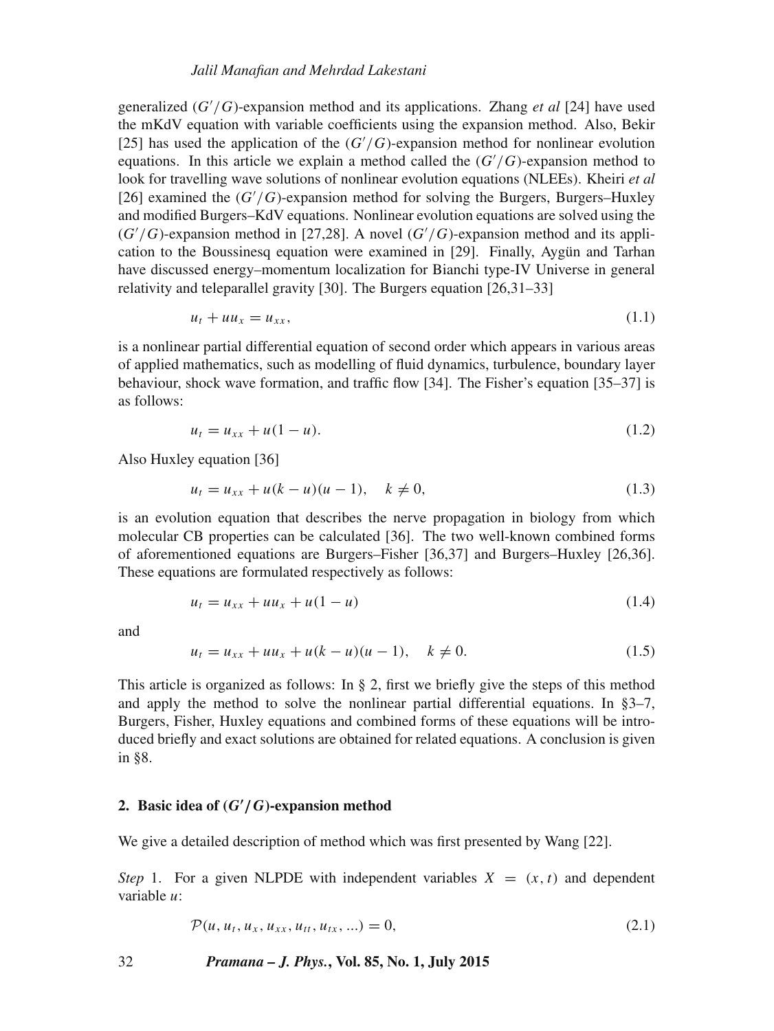generalized $(G'/G)$-expansion method and its applications. Zhang *et al* [24] have used the mKdV equation with variable coefficients using the expansion method. Also, Bekir [25] has used the application of the $(G'/G)$-expansion method for nonlinear evolution equations. In this article we explain a method called the $(G'/G)$-expansion method to look for travelling wave solutions of nonlinear evolution equations (NLEEs). Kheiri *et al* [26] examined the $(G'/G)$-expansion method for solving the Burgers, Burgers–Huxley and modified Burgers–KdV equations. Nonlinear evolution equations are solved using the $(G'/G)$-expansion method in [27,28]. A novel $(G'/G)$-expansion method and its application to the Boussinesq equation were examined in [29]. Finally, Aygün and Tarhan have discussed energy–momentum localization for Bianchi type-IV Universe in general relativity and teleparallel gravity [30]. The Burgers equation [26,31–33]

$$u_t + uu_x = u_{xx}, \tag{1.1}$$

is a nonlinear partial differential equation of second order which appears in various areas of applied mathematics, such as modelling of fluid dynamics, turbulence, boundary layer behaviour, shock wave formation, and traffic flow [34]. The Fisher's equation [35–37] is as follows:

$$u_t = u_{xx} + u(1-u). \tag{1.2}$$

Also Huxley equation [36]

$$u_t = u_{xx} + u(k-u)(u-1), \quad k \neq 0, \tag{1.3}$$

is an evolution equation that describes the nerve propagation in biology from which molecular CB properties can be calculated [36]. The two well-known combined forms of aforementioned equations are Burgers–Fisher [36,37] and Burgers–Huxley [26,36]. These equations are formulated respectively as follows:

$$u_t = u_{xx} + uu_x + u(1-u) \tag{1.4}$$

and

$$u_t = u_{xx} + uu_x + u(k-u)(u-1), \quad k \neq 0. \tag{1.5}$$

This article is organized as follows: In § 2, first we briefly give the steps of this method and apply the method to solve the nonlinear partial differential equations. In §3–7, Burgers, Fisher, Huxley equations and combined forms of these equations will be introduced briefly and exact solutions are obtained for related equations. A conclusion is given in §8.

## 2. Basic idea of $(G'/G)$-expansion method

We give a detailed description of method which was first presented by Wang [22].

*Step* 1. For a given NLPDE with independent variables $X = (x,t)$ and dependent variable $u$:

$$\mathcal{P}(u, u_t, u_x, u_{xx}, u_{tt}, u_{tx}, ...) = 0, \tag{2.1}$$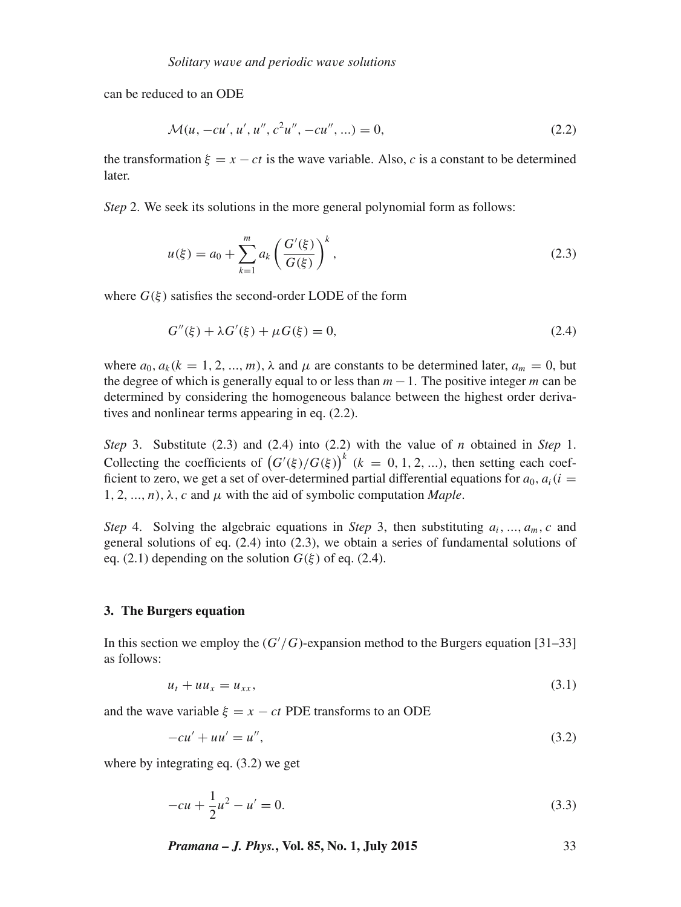can be reduced to an ODE

$$\mathcal{M}(u, -cu', u', u'', c^2u'', -cu'', ...) = 0, \tag{2.2}$$

the transformation $\xi = x - ct$ is the wave variable. Also, $c$ is a constant to be determined later.

*Step* 2. We seek its solutions in the more general polynomial form as follows:

$$u(\xi) = a_0 + \sum_{k=1}^{m} a_k \left( \frac{G'(\xi)}{G(\xi)} \right)^k, \tag{2.3}$$

where $G(\xi)$ satisfies the second-order LODE of the form

$$G''(\xi) + \lambda G'(\xi) + \mu G(\xi) = 0, \tag{2.4}$$

where $a_0, a_k (k = 1, 2, ..., m)$, $\lambda$ and $\mu$ are constants to be determined later, $a_m = 0$, but the degree of which is generally equal to or less than $m - 1$. The positive integer $m$ can be determined by considering the homogeneous balance between the highest order derivatives and nonlinear terms appearing in eq. (2.2).

*Step* 3. Substitute (2.3) and (2.4) into (2.2) with the value of $n$ obtained in *Step* 1. Collecting the coefficients of $\left(G'(\xi)/G(\xi)\right)^k$ $(k = 0, 1, 2, ...)$, then setting each coefficient to zero, we get a set of over-determined partial differential equations for $a_0, a_i (i = 1, 2, ..., n)$, $\lambda$, $c$ and $\mu$ with the aid of symbolic computation *Maple*.

*Step* 4. Solving the algebraic equations in *Step* 3, then substituting $a_i, ..., a_m, c$ and general solutions of eq. (2.4) into (2.3), we obtain a series of fundamental solutions of eq. (2.1) depending on the solution $G(\xi)$ of eq. (2.4).

## 3. The Burgers equation

In this section we employ the $(G'/G)$-expansion method to the Burgers equation [31–33] as follows:

$$u_t + uu_x = u_{xx}, \tag{3.1}$$

and the wave variable $\xi = x - ct$ PDE transforms to an ODE

$$-cu' + uu' = u'', \tag{3.2}$$

where by integrating eq. (3.2) we get

$$-cu + \frac{1}{2}u^2 - u' = 0. \tag{3.3}$$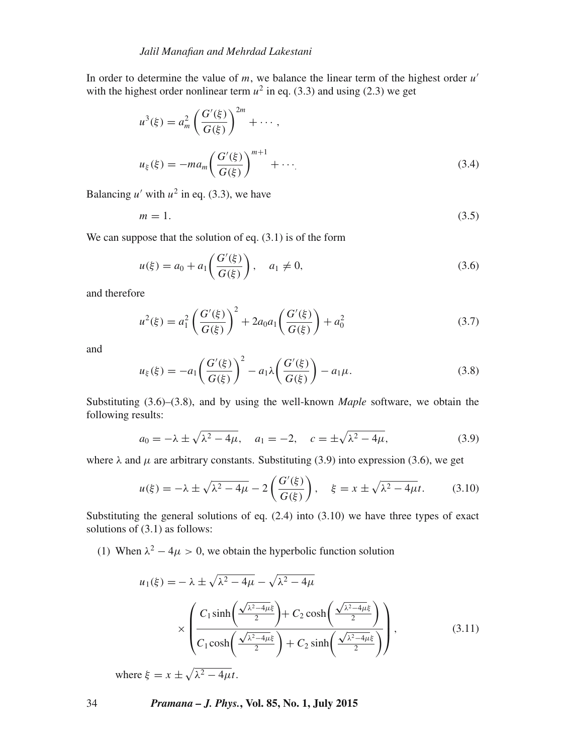In order to determine the value of $m$, we balance the linear term of the highest order $u'$ with the highest order nonlinear term $u^2$ in eq. (3.3) and using (2.3) we get

$$u^3(\xi) = a_m^2 \left(\frac{G'(\xi)}{G(\xi)}\right)^{2m} + \cdots ,$$

$$u_\xi(\xi) = -ma_m\left(\frac{G'(\xi)}{G(\xi)}\right)^{m+1} + \cdots . \tag{3.4}$$

Balancing $u'$ with $u^2$ in eq. (3.3), we have

$$m = 1. \tag{3.5}$$

We can suppose that the solution of eq. (3.1) is of the form

$$u(\xi) = a_0 + a_1\left(\frac{G'(\xi)}{G(\xi)}\right), \quad a_1 \neq 0, \tag{3.6}$$

and therefore

$$u^2(\xi) = a_1^2 \left(\frac{G'(\xi)}{G(\xi)}\right)^2 + 2a_0a_1\left(\frac{G'(\xi)}{G(\xi)}\right) + a_0^2 \tag{3.7}$$

and

$$u_\xi(\xi) = -a_1\left(\frac{G'(\xi)}{G(\xi)}\right)^2 - a_1\lambda\left(\frac{G'(\xi)}{G(\xi)}\right) - a_1\mu. \tag{3.8}$$

Substituting (3.6)–(3.8), and by using the well-known *Maple* software, we obtain the following results:

$$a_0 = -\lambda \pm \sqrt{\lambda^2 - 4\mu}, \quad a_1 = -2, \quad c = \pm\sqrt{\lambda^2 - 4\mu}, \tag{3.9}$$

where $\lambda$ and $\mu$ are arbitrary constants. Substituting (3.9) into expression (3.6), we get

$$u(\xi) = -\lambda \pm \sqrt{\lambda^2 - 4\mu} - 2\left(\frac{G'(\xi)}{G(\xi)}\right), \quad \xi = x \pm \sqrt{\lambda^2 - 4\mu}t. \tag{3.10}$$

Substituting the general solutions of eq. (2.4) into (3.10) we have three types of exact solutions of (3.1) as follows:

(1) When $\lambda^2 - 4\mu > 0$, we obtain the hyperbolic function solution

$$u_1(\xi) = -\lambda \pm \sqrt{\lambda^2 - 4\mu} - \sqrt{\lambda^2 - 4\mu} \times \left(\frac{C_1 \sinh\left(\frac{\sqrt{\lambda^2-4\mu}\xi}{2}\right) + C_2 \cosh\left(\frac{\sqrt{\lambda^2-4\mu}\xi}{2}\right)}{C_1 \cosh\left(\frac{\sqrt{\lambda^2-4\mu}\xi}{2}\right) + C_2 \sinh\left(\frac{\sqrt{\lambda^2-4\mu}\xi}{2}\right)}\right), \tag{3.11}$$

where $\xi = x \pm \sqrt{\lambda^2 - 4\mu}t$.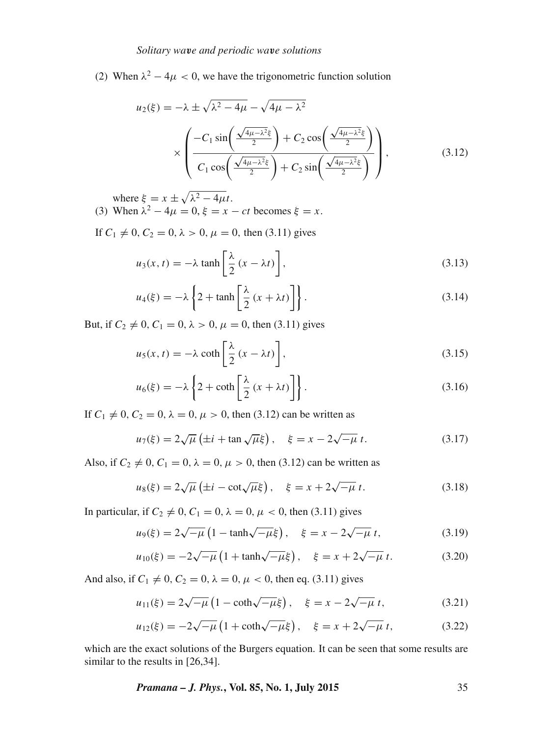(2) When $\lambda^2 - 4\mu < 0$, we have the trigonometric function solution

$$u_2(\xi) = -\lambda \pm \sqrt{\lambda^2 - 4\mu} - \sqrt{4\mu - \lambda^2} \times \left( \frac{-C_1 \sin\left(\frac{\sqrt{4\mu-\lambda^2}\xi}{2}\right) + C_2 \cos\left(\frac{\sqrt{4\mu-\lambda^2}\xi}{2}\right)}{C_1 \cos\left(\frac{\sqrt{4\mu-\lambda^2}\xi}{2}\right) + C_2 \sin\left(\frac{\sqrt{4\mu-\lambda^2}\xi}{2}\right)} \right), \tag{3.12}$$

where $\xi = x \pm \sqrt{\lambda^2 - 4\mu}t$.

(3) When $\lambda^2 - 4\mu = 0$, $\xi = x - ct$ becomes $\xi = x$.

If $C_1 \neq 0$, $C_2 = 0$, $\lambda > 0$, $\mu = 0$, then (3.11) gives

$$u_3(x,t) = -\lambda \tanh\left[\frac{\lambda}{2}(x - \lambda t)\right], \tag{3.13}$$

$$u_4(\xi) = -\lambda \left\{2 + \tanh\left[\frac{\lambda}{2}(x + \lambda t)\right]\right\}. \tag{3.14}$$

But, if $C_2 \neq 0$, $C_1 = 0$, $\lambda > 0$, $\mu = 0$, then (3.11) gives

$$u_5(x,t) = -\lambda \coth\left[\frac{\lambda}{2}(x - \lambda t)\right], \tag{3.15}$$

$$u_6(\xi) = -\lambda \left\{2 + \coth\left[\frac{\lambda}{2}(x + \lambda t)\right]\right\}. \tag{3.16}$$

If $C_1 \neq 0$, $C_2 = 0$, $\lambda = 0$, $\mu > 0$, then (3.12) can be written as

$$u_7(\xi) = 2\sqrt{\mu}\left(\pm i + \tan\sqrt{\mu}\xi\right), \quad \xi = x - 2\sqrt{-\mu}\, t. \tag{3.17}$$

Also, if $C_2 \neq 0$, $C_1 = 0$, $\lambda = 0$, $\mu > 0$, then (3.12) can be written as

$$u_8(\xi) = 2\sqrt{\mu}\left(\pm i - \cot\sqrt{\mu}\xi\right), \quad \xi = x + 2\sqrt{-\mu}\, t. \tag{3.18}$$

In particular, if $C_2 \neq 0$, $C_1 = 0$, $\lambda = 0$, $\mu < 0$, then (3.11) gives

$$u_9(\xi) = 2\sqrt{-\mu}\left(1 - \tanh\sqrt{-\mu}\xi\right), \quad \xi = x - 2\sqrt{-\mu}\, t, \tag{3.19}$$

$$u_{10}(\xi) = -2\sqrt{-\mu}\left(1 + \tanh\sqrt{-\mu}\xi\right), \quad \xi = x + 2\sqrt{-\mu}\, t. \tag{3.20}$$

And also, if $C_1 \neq 0$, $C_2 = 0$, $\lambda = 0$, $\mu < 0$, then eq. (3.11) gives

$$u_{11}(\xi) = 2\sqrt{-\mu}\left(1 - \coth\sqrt{-\mu}\xi\right), \quad \xi = x - 2\sqrt{-\mu}\, t, \tag{3.21}$$

$$u_{12}(\xi) = -2\sqrt{-\mu}\left(1 + \coth\sqrt{-\mu}\xi\right), \quad \xi = x + 2\sqrt{-\mu}\, t, \tag{3.22}$$

which are the exact solutions of the Burgers equation. It can be seen that some results are similar to the results in [26,34].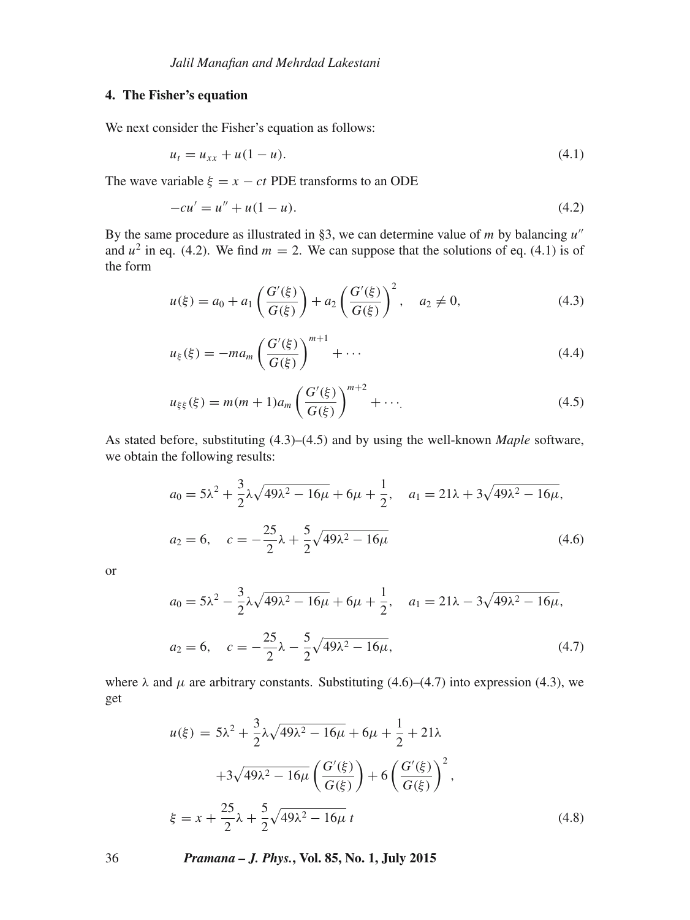## 4. The Fisher's equation

We next consider the Fisher's equation as follows:

$$u_t = u_{xx} + u(1-u). \tag{4.1}$$

The wave variable $\xi = x - ct$ PDE transforms to an ODE

$$-cu' = u'' + u(1-u). \tag{4.2}$$

By the same procedure as illustrated in §3, we can determine value of $m$ by balancing $u''$ and $u^2$ in eq. (4.2). We find $m = 2$. We can suppose that the solutions of eq. (4.1) is of the form

$$u(\xi) = a_0 + a_1\left(\frac{G'(\xi)}{G(\xi)}\right) + a_2\left(\frac{G'(\xi)}{G(\xi)}\right)^2, \quad a_2 \neq 0, \tag{4.3}$$

$$u_\xi(\xi) = -ma_m\left(\frac{G'(\xi)}{G(\xi)}\right)^{m+1} + \cdots \tag{4.4}$$

$$u_{\xi\xi}(\xi) = m(m+1)a_m\left(\frac{G'(\xi)}{G(\xi)}\right)^{m+2} + \cdots. \tag{4.5}$$

As stated before, substituting (4.3)–(4.5) and by using the well-known *Maple* software, we obtain the following results:

$$a_0 = 5\lambda^2 + \frac{3}{2}\lambda\sqrt{49\lambda^2 - 16\mu} + 6\mu + \frac{1}{2}, \quad a_1 = 21\lambda + 3\sqrt{49\lambda^2 - 16\mu},$$
$$a_2 = 6, \quad c = -\frac{25}{2}\lambda + \frac{5}{2}\sqrt{49\lambda^2 - 16\mu} \tag{4.6}$$

or

$$a_0 = 5\lambda^2 - \frac{3}{2}\lambda\sqrt{49\lambda^2 - 16\mu} + 6\mu + \frac{1}{2}, \quad a_1 = 21\lambda - 3\sqrt{49\lambda^2 - 16\mu},$$
$$a_2 = 6, \quad c = -\frac{25}{2}\lambda - \frac{5}{2}\sqrt{49\lambda^2 - 16\mu}, \tag{4.7}$$

where $\lambda$ and $\mu$ are arbitrary constants. Substituting (4.6)–(4.7) into expression (4.3), we get

$$u(\xi) = 5\lambda^2 + \frac{3}{2}\lambda\sqrt{49\lambda^2 - 16\mu} + 6\mu + \frac{1}{2} + 21\lambda$$
$$+3\sqrt{49\lambda^2 - 16\mu}\left(\frac{G'(\xi)}{G(\xi)}\right) + 6\left(\frac{G'(\xi)}{G(\xi)}\right)^2,$$
$$\xi = x + \frac{25}{2}\lambda + \frac{5}{2}\sqrt{49\lambda^2 - 16\mu}\, t \tag{4.8}$$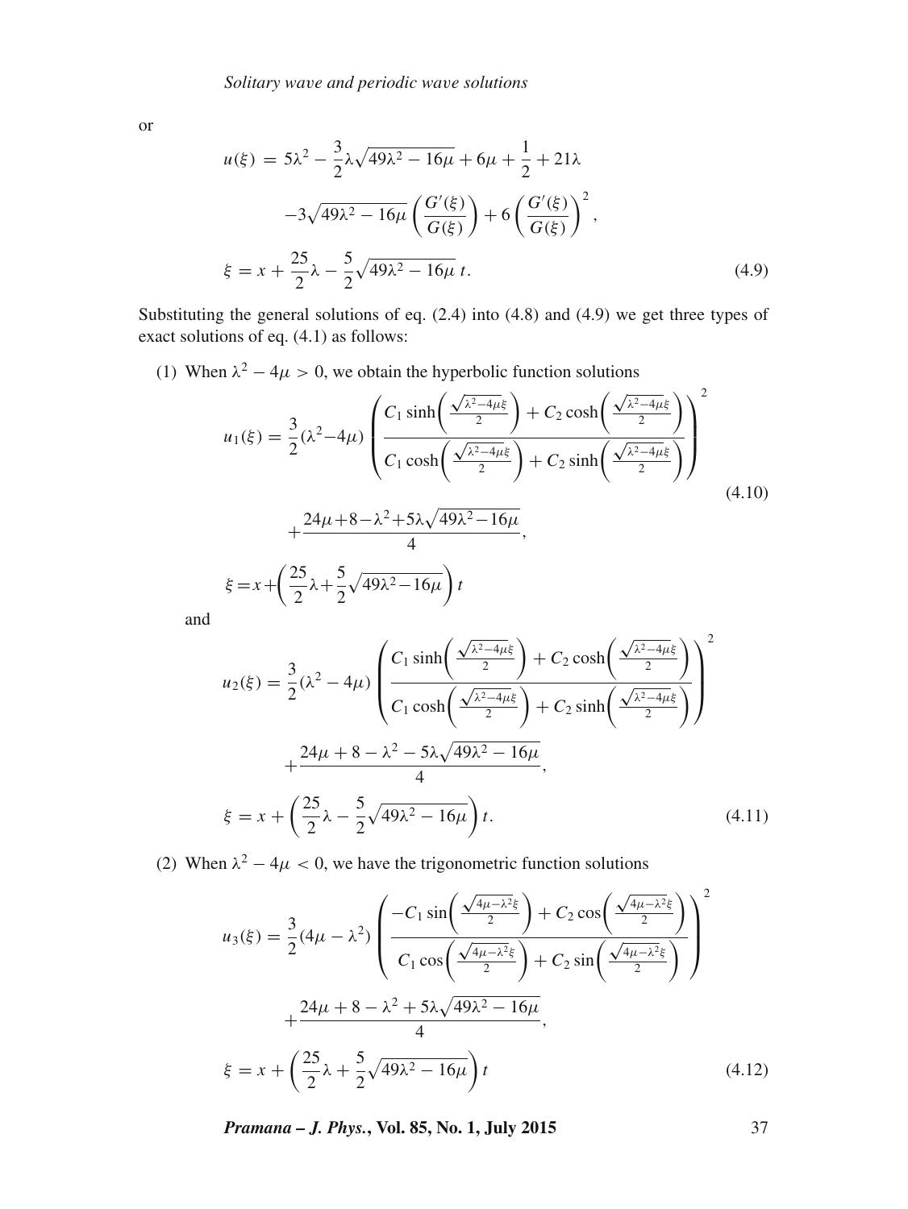or

$$u(\xi) = 5\lambda^2 - \frac{3}{2}\lambda\sqrt{49\lambda^2 - 16\mu} + 6\mu + \frac{1}{2} + 21\lambda$$
$$-3\sqrt{49\lambda^2 - 16\mu}\left(\frac{G'(\xi)}{G(\xi)}\right) + 6\left(\frac{G'(\xi)}{G(\xi)}\right)^2,$$
$$\xi = x + \frac{25}{2}\lambda - \frac{5}{2}\sqrt{49\lambda^2 - 16\mu}\, t. \tag{4.9}$$

Substituting the general solutions of eq. (2.4) into (4.8) and (4.9) we get three types of exact solutions of eq. (4.1) as follows:

(1) When $\lambda^2 - 4\mu > 0$, we obtain the hyperbolic function solutions

$$u_1(\xi) = \frac{3}{2}(\lambda^2 - 4\mu)\left(\frac{C_1 \sinh\left(\frac{\sqrt{\lambda^2-4\mu}\xi}{2}\right) + C_2 \cosh\left(\frac{\sqrt{\lambda^2-4\mu}\xi}{2}\right)}{C_1 \cosh\left(\frac{\sqrt{\lambda^2-4\mu}\xi}{2}\right) + C_2 \sinh\left(\frac{\sqrt{\lambda^2-4\mu}\xi}{2}\right)}\right)^2$$
$$+\frac{24\mu + 8 - \lambda^2 + 5\lambda\sqrt{49\lambda^2 - 16\mu}}{4}, \tag{4.10}$$
$$\xi = x + \left(\frac{25}{2}\lambda + \frac{5}{2}\sqrt{49\lambda^2 - 16\mu}\right)t$$

and

$$u_2(\xi) = \frac{3}{2}(\lambda^2 - 4\mu)\left(\frac{C_1 \sinh\left(\frac{\sqrt{\lambda^2-4\mu}\xi}{2}\right) + C_2 \cosh\left(\frac{\sqrt{\lambda^2-4\mu}\xi}{2}\right)}{C_1 \cosh\left(\frac{\sqrt{\lambda^2-4\mu}\xi}{2}\right) + C_2 \sinh\left(\frac{\sqrt{\lambda^2-4\mu}\xi}{2}\right)}\right)^2$$
$$+\frac{24\mu + 8 - \lambda^2 - 5\lambda\sqrt{49\lambda^2 - 16\mu}}{4},$$
$$\xi = x + \left(\frac{25}{2}\lambda - \frac{5}{2}\sqrt{49\lambda^2 - 16\mu}\right)t. \tag{4.11}$$

(2) When $\lambda^2 - 4\mu < 0$, we have the trigonometric function solutions

$$u_3(\xi) = \frac{3}{2}(4\mu - \lambda^2)\left(\frac{-C_1 \sin\left(\frac{\sqrt{4\mu-\lambda^2}\xi}{2}\right) + C_2 \cos\left(\frac{\sqrt{4\mu-\lambda^2}\xi}{2}\right)}{C_1 \cos\left(\frac{\sqrt{4\mu-\lambda^2}\xi}{2}\right) + C_2 \sin\left(\frac{\sqrt{4\mu-\lambda^2}\xi}{2}\right)}\right)^2$$
$$+\frac{24\mu + 8 - \lambda^2 + 5\lambda\sqrt{49\lambda^2 - 16\mu}}{4},$$
$$\xi = x + \left(\frac{25}{2}\lambda + \frac{5}{2}\sqrt{49\lambda^2 - 16\mu}\right)t \tag{4.12}$$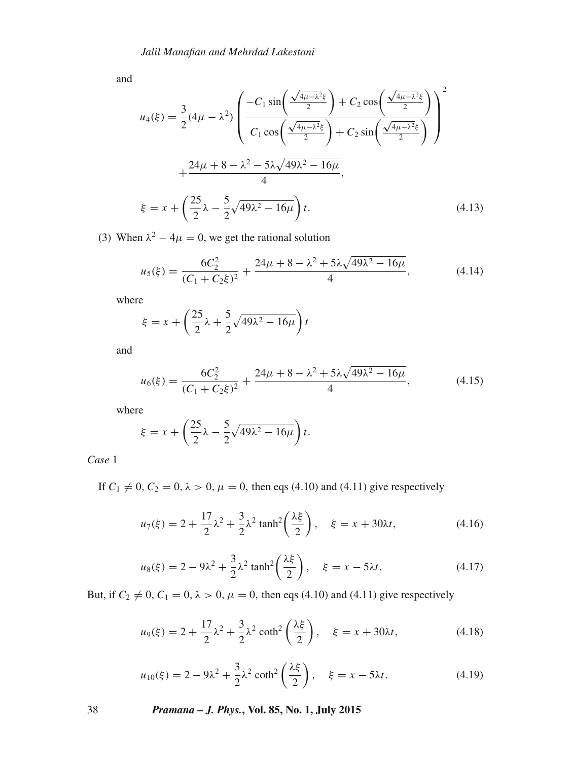and

$$u_4(\xi) = \frac{3}{2}(4\mu - \lambda^2)\left(\frac{-C_1 \sin\left(\frac{\sqrt{4\mu-\lambda^2}\xi}{2}\right) + C_2 \cos\left(\frac{\sqrt{4\mu-\lambda^2}\xi}{2}\right)}{C_1 \cos\left(\frac{\sqrt{4\mu-\lambda^2}\xi}{2}\right) + C_2 \sin\left(\frac{\sqrt{4\mu-\lambda^2}\xi}{2}\right)}\right)^2$$

$$+\frac{24\mu + 8 - \lambda^2 - 5\lambda\sqrt{49\lambda^2 - 16\mu}}{4},$$

$$\xi = x + \left(\frac{25}{2}\lambda - \frac{5}{2}\sqrt{49\lambda^2 - 16\mu}\right)t. \tag{4.13}$$

(3) When $\lambda^2 - 4\mu = 0$, we get the rational solution

$$u_5(\xi) = \frac{6C_2^2}{(C_1 + C_2\xi)^2} + \frac{24\mu + 8 - \lambda^2 + 5\lambda\sqrt{49\lambda^2 - 16\mu}}{4}, \tag{4.14}$$

where

$$\xi = x + \left(\frac{25}{2}\lambda + \frac{5}{2}\sqrt{49\lambda^2 - 16\mu}\right)t$$

and

$$u_6(\xi) = \frac{6C_2^2}{(C_1 + C_2\xi)^2} + \frac{24\mu + 8 - \lambda^2 + 5\lambda\sqrt{49\lambda^2 - 16\mu}}{4}, \tag{4.15}$$

where

$$\xi = x + \left(\frac{25}{2}\lambda - \frac{5}{2}\sqrt{49\lambda^2 - 16\mu}\right)t.$$

*Case* 1

If $C_1 \neq 0$, $C_2 = 0$, $\lambda > 0$, $\mu = 0$, then eqs (4.10) and (4.11) give respectively

$$u_7(\xi) = 2 + \frac{17}{2}\lambda^2 + \frac{3}{2}\lambda^2 \tanh^2\left(\frac{\lambda\xi}{2}\right), \quad \xi = x + 30\lambda t, \tag{4.16}$$

$$u_8(\xi) = 2 - 9\lambda^2 + \frac{3}{2}\lambda^2 \tanh^2\left(\frac{\lambda\xi}{2}\right), \quad \xi = x - 5\lambda t. \tag{4.17}$$

But, if $C_2 \neq 0$, $C_1 = 0$, $\lambda > 0$, $\mu = 0$, then eqs (4.10) and (4.11) give respectively

$$u_9(\xi) = 2 + \frac{17}{2}\lambda^2 + \frac{3}{2}\lambda^2 \coth^2\left(\frac{\lambda\xi}{2}\right), \quad \xi = x + 30\lambda t, \tag{4.18}$$

$$u_{10}(\xi) = 2 - 9\lambda^2 + \frac{3}{2}\lambda^2 \coth^2\left(\frac{\lambda\xi}{2}\right), \quad \xi = x - 5\lambda t. \tag{4.19}$$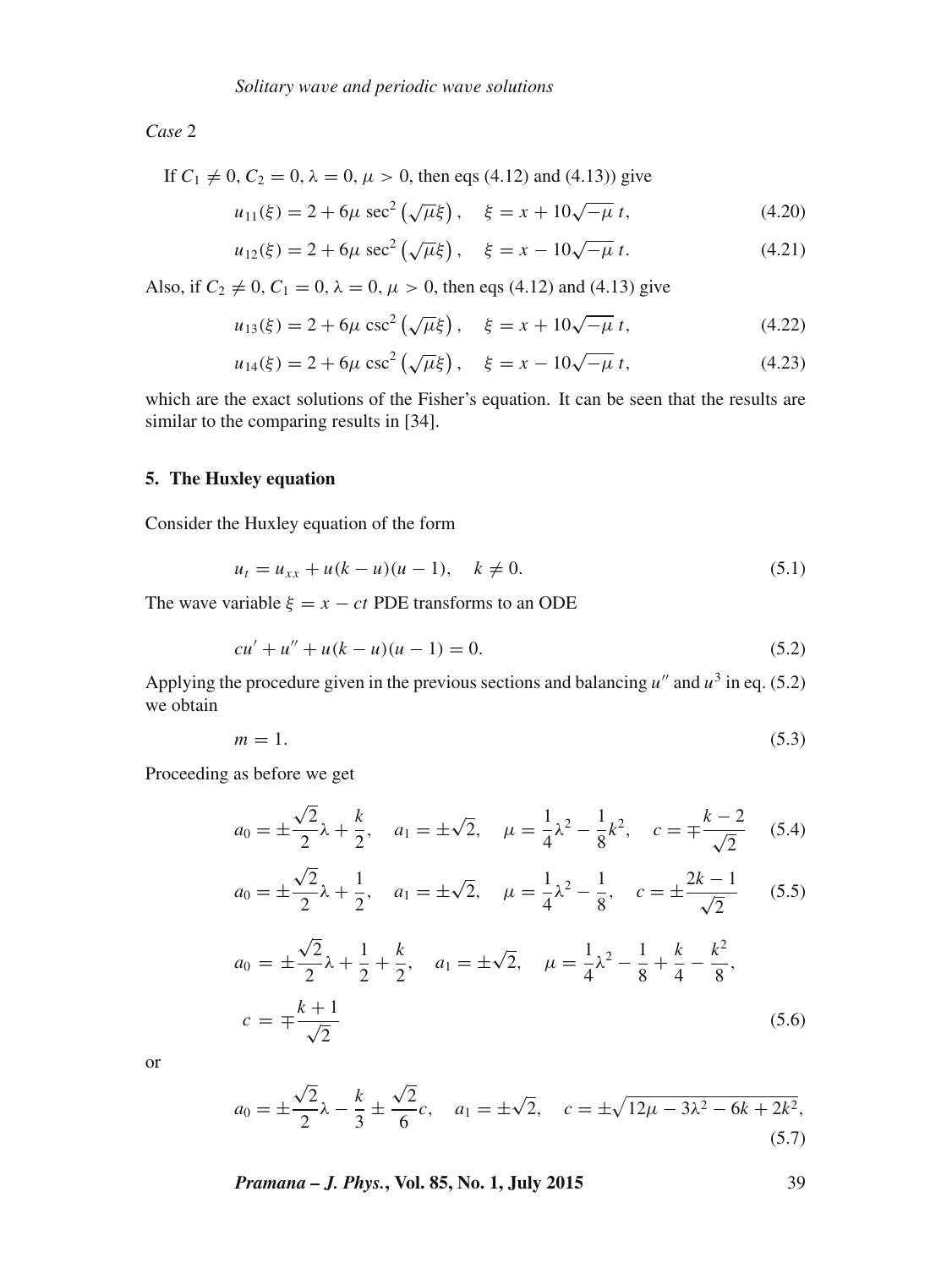*Case* 2

If $C_1 \neq 0$, $C_2 = 0$, $\lambda = 0$, $\mu > 0$, then eqs (4.12) and (4.13)) give

$$u_{11}(\xi) = 2 + 6\mu \sec^2\left(\sqrt{\mu}\xi\right), \quad \xi = x + 10\sqrt{-\mu}\, t, \tag{4.20}$$

$$u_{12}(\xi) = 2 + 6\mu \sec^2\left(\sqrt{\mu}\xi\right), \quad \xi = x - 10\sqrt{-\mu}\, t. \tag{4.21}$$

Also, if $C_2 \neq 0$, $C_1 = 0$, $\lambda = 0$, $\mu > 0$, then eqs (4.12) and (4.13) give

$$u_{13}(\xi) = 2 + 6\mu \csc^2\left(\sqrt{\mu}\xi\right), \quad \xi = x + 10\sqrt{-\mu}\, t, \tag{4.22}$$

$$u_{14}(\xi) = 2 + 6\mu \csc^2\left(\sqrt{\mu}\xi\right), \quad \xi = x - 10\sqrt{-\mu}\, t, \tag{4.23}$$

which are the exact solutions of the Fisher's equation. It can be seen that the results are similar to the comparing results in [34].

## 5. The Huxley equation

Consider the Huxley equation of the form

$$u_t = u_{xx} + u(k - u)(u - 1), \quad k \neq 0. \tag{5.1}$$

The wave variable $\xi = x - ct$ PDE transforms to an ODE

$$cu' + u'' + u(k - u)(u - 1) = 0. \tag{5.2}$$

Applying the procedure given in the previous sections and balancing $u''$ and $u^3$ in eq. (5.2) we obtain

$$m = 1. \tag{5.3}$$

Proceeding as before we get

$$a_0 = \pm\frac{\sqrt{2}}{2}\lambda + \frac{k}{2}, \quad a_1 = \pm\sqrt{2}, \quad \mu = \frac{1}{4}\lambda^2 - \frac{1}{8}k^2, \quad c = \mp\frac{k-2}{\sqrt{2}} \tag{5.4}$$

$$a_0 = \pm\frac{\sqrt{2}}{2}\lambda + \frac{1}{2}, \quad a_1 = \pm\sqrt{2}, \quad \mu = \frac{1}{4}\lambda^2 - \frac{1}{8}, \quad c = \pm\frac{2k-1}{\sqrt{2}} \tag{5.5}$$

$$a_0 = \pm\frac{\sqrt{2}}{2}\lambda + \frac{1}{2} + \frac{k}{2}, \quad a_1 = \pm\sqrt{2}, \quad \mu = \frac{1}{4}\lambda^2 - \frac{1}{8} + \frac{k}{4} - \frac{k^2}{8},$$
$$c = \mp\frac{k+1}{\sqrt{2}} \tag{5.6}$$

or

$$a_0 = \pm\frac{\sqrt{2}}{2}\lambda - \frac{k}{3} \pm \frac{\sqrt{2}}{6}c, \quad a_1 = \pm\sqrt{2}, \quad c = \pm\sqrt{12\mu - 3\lambda^2 - 6k + 2k^2}, \tag{5.7}$$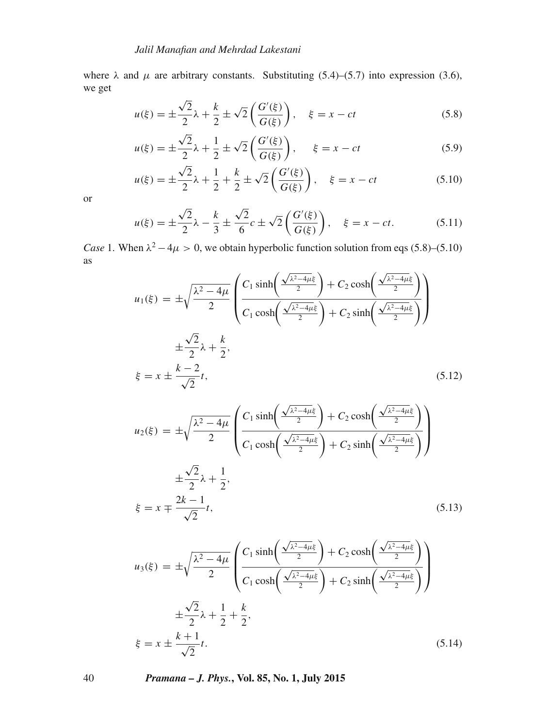where $\lambda$ and $\mu$ are arbitrary constants. Substituting (5.4)–(5.7) into expression (3.6), we get

$$u(\xi) = \pm\frac{\sqrt{2}}{2}\lambda + \frac{k}{2} \pm \sqrt{2}\left(\frac{G'(\xi)}{G(\xi)}\right), \quad \xi = x - ct \tag{5.8}$$

$$u(\xi) = \pm\frac{\sqrt{2}}{2}\lambda + \frac{1}{2} \pm \sqrt{2}\left(\frac{G'(\xi)}{G(\xi)}\right), \quad \xi = x - ct \tag{5.9}$$

$$u(\xi) = \pm\frac{\sqrt{2}}{2}\lambda + \frac{1}{2} + \frac{k}{2} \pm \sqrt{2}\left(\frac{G'(\xi)}{G(\xi)}\right), \quad \xi = x - ct \tag{5.10}$$

or

$$u(\xi) = \pm\frac{\sqrt{2}}{2}\lambda - \frac{k}{3} \pm \frac{\sqrt{2}}{6}c \pm \sqrt{2}\left(\frac{G'(\xi)}{G(\xi)}\right), \quad \xi = x - ct. \tag{5.11}$$

*Case* 1. When $\lambda^2 - 4\mu > 0$, we obtain hyperbolic function solution from eqs (5.8)–(5.10) as

$$u_1(\xi) = \pm\sqrt{\frac{\lambda^2 - 4\mu}{2}}\left(\frac{C_1 \sinh\left(\frac{\sqrt{\lambda^2-4\mu}\xi}{2}\right) + C_2 \cosh\left(\frac{\sqrt{\lambda^2-4\mu}\xi}{2}\right)}{C_1 \cosh\left(\frac{\sqrt{\lambda^2-4\mu}\xi}{2}\right) + C_2 \sinh\left(\frac{\sqrt{\lambda^2-4\mu}\xi}{2}\right)}\right) \pm\frac{\sqrt{2}}{2}\lambda + \frac{k}{2},$$
$$\xi = x \pm \frac{k-2}{\sqrt{2}}t, \tag{5.12}$$

$$u_2(\xi) = \pm\sqrt{\frac{\lambda^2 - 4\mu}{2}}\left(\frac{C_1 \sinh\left(\frac{\sqrt{\lambda^2-4\mu}\xi}{2}\right) + C_2 \cosh\left(\frac{\sqrt{\lambda^2-4\mu}\xi}{2}\right)}{C_1 \cosh\left(\frac{\sqrt{\lambda^2-4\mu}\xi}{2}\right) + C_2 \sinh\left(\frac{\sqrt{\lambda^2-4\mu}\xi}{2}\right)}\right) \pm\frac{\sqrt{2}}{2}\lambda + \frac{1}{2},$$
$$\xi = x \mp \frac{2k-1}{\sqrt{2}}t, \tag{5.13}$$

$$u_3(\xi) = \pm\sqrt{\frac{\lambda^2 - 4\mu}{2}}\left(\frac{C_1 \sinh\left(\frac{\sqrt{\lambda^2-4\mu}\xi}{2}\right) + C_2 \cosh\left(\frac{\sqrt{\lambda^2-4\mu}\xi}{2}\right)}{C_1 \cosh\left(\frac{\sqrt{\lambda^2-4\mu}\xi}{2}\right) + C_2 \sinh\left(\frac{\sqrt{\lambda^2-4\mu}\xi}{2}\right)}\right) \pm\frac{\sqrt{2}}{2}\lambda + \frac{1}{2} + \frac{k}{2},$$
$$\xi = x \pm \frac{k+1}{\sqrt{2}}t. \tag{5.14}$$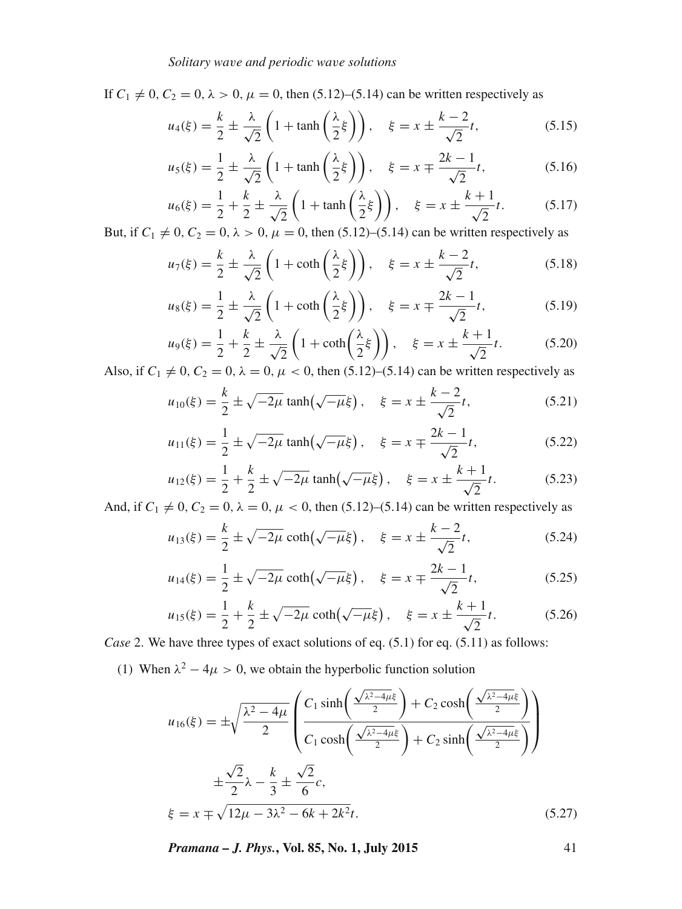If $C_1 \neq 0$, $C_2 = 0$, $\lambda > 0$, $\mu = 0$, then (5.12)–(5.14) can be written respectively as

$$u_4(\xi) = \frac{k}{2} \pm \frac{\lambda}{\sqrt{2}}\left(1 + \tanh\left(\frac{\lambda}{2}\xi\right)\right), \quad \xi = x \pm \frac{k-2}{\sqrt{2}}t, \tag{5.15}$$

$$u_5(\xi) = \frac{1}{2} \pm \frac{\lambda}{\sqrt{2}}\left(1 + \tanh\left(\frac{\lambda}{2}\xi\right)\right), \quad \xi = x \mp \frac{2k-1}{\sqrt{2}}t, \tag{5.16}$$

$$u_6(\xi) = \frac{1}{2} + \frac{k}{2} \pm \frac{\lambda}{\sqrt{2}}\left(1 + \tanh\left(\frac{\lambda}{2}\xi\right)\right), \quad \xi = x \pm \frac{k+1}{\sqrt{2}}t. \tag{5.17}$$

But, if $C_1 \neq 0$, $C_2 = 0$, $\lambda > 0$, $\mu = 0$, then (5.12)–(5.14) can be written respectively as

$$u_7(\xi) = \frac{k}{2} \pm \frac{\lambda}{\sqrt{2}}\left(1 + \coth\left(\frac{\lambda}{2}\xi\right)\right), \quad \xi = x \pm \frac{k-2}{\sqrt{2}}t, \tag{5.18}$$

$$u_8(\xi) = \frac{1}{2} \pm \frac{\lambda}{\sqrt{2}}\left(1 + \coth\left(\frac{\lambda}{2}\xi\right)\right), \quad \xi = x \mp \frac{2k-1}{\sqrt{2}}t, \tag{5.19}$$

$$u_9(\xi) = \frac{1}{2} + \frac{k}{2} \pm \frac{\lambda}{\sqrt{2}}\left(1 + \coth\left(\frac{\lambda}{2}\xi\right)\right), \quad \xi = x \pm \frac{k+1}{\sqrt{2}}t. \tag{5.20}$$

Also, if $C_1 \neq 0$, $C_2 = 0$, $\lambda = 0$, $\mu < 0$, then (5.12)–(5.14) can be written respectively as

$$u_{10}(\xi) = \frac{k}{2} \pm \sqrt{-2\mu}\tanh\left(\sqrt{-\mu}\xi\right), \quad \xi = x \pm \frac{k-2}{\sqrt{2}}t, \tag{5.21}$$

$$u_{11}(\xi) = \frac{1}{2} \pm \sqrt{-2\mu}\tanh\left(\sqrt{-\mu}\xi\right), \quad \xi = x \mp \frac{2k-1}{\sqrt{2}}t, \tag{5.22}$$

$$u_{12}(\xi) = \frac{1}{2} + \frac{k}{2} \pm \sqrt{-2\mu}\tanh\left(\sqrt{-\mu}\xi\right), \quad \xi = x \pm \frac{k+1}{\sqrt{2}}t. \tag{5.23}$$

And, if $C_1 \neq 0$, $C_2 = 0$, $\lambda = 0$, $\mu < 0$, then (5.12)–(5.14) can be written respectively as

$$u_{13}(\xi) = \frac{k}{2} \pm \sqrt{-2\mu}\coth\left(\sqrt{-\mu}\xi\right), \quad \xi = x \pm \frac{k-2}{\sqrt{2}}t, \tag{5.24}$$

$$u_{14}(\xi) = \frac{1}{2} \pm \sqrt{-2\mu}\coth\left(\sqrt{-\mu}\xi\right), \quad \xi = x \mp \frac{2k-1}{\sqrt{2}}t, \tag{5.25}$$

$$u_{15}(\xi) = \frac{1}{2} + \frac{k}{2} \pm \sqrt{-2\mu}\coth\left(\sqrt{-\mu}\xi\right), \quad \xi = x \pm \frac{k+1}{\sqrt{2}}t. \tag{5.26}$$

*Case* 2. We have three types of exact solutions of eq. (5.1) for eq. (5.11) as follows:

(1) When $\lambda^2 - 4\mu > 0$, we obtain the hyperbolic function solution

$$u_{16}(\xi) = \pm\sqrt{\frac{\lambda^2 - 4\mu}{2}}\left(\frac{C_1 \sinh\left(\frac{\sqrt{\lambda^2-4\mu}\xi}{2}\right) + C_2 \cosh\left(\frac{\sqrt{\lambda^2-4\mu}\xi}{2}\right)}{C_1 \cosh\left(\frac{\sqrt{\lambda^2-4\mu}\xi}{2}\right) + C_2 \sinh\left(\frac{\sqrt{\lambda^2-4\mu}\xi}{2}\right)}\right)$$

$$\pm\frac{\sqrt{2}}{2}\lambda - \frac{k}{3} \pm \frac{\sqrt{2}}{6}c,$$

$$\xi = x \mp \sqrt{12\mu - 3\lambda^2 - 6k + 2k^2}t. \tag{5.27}$$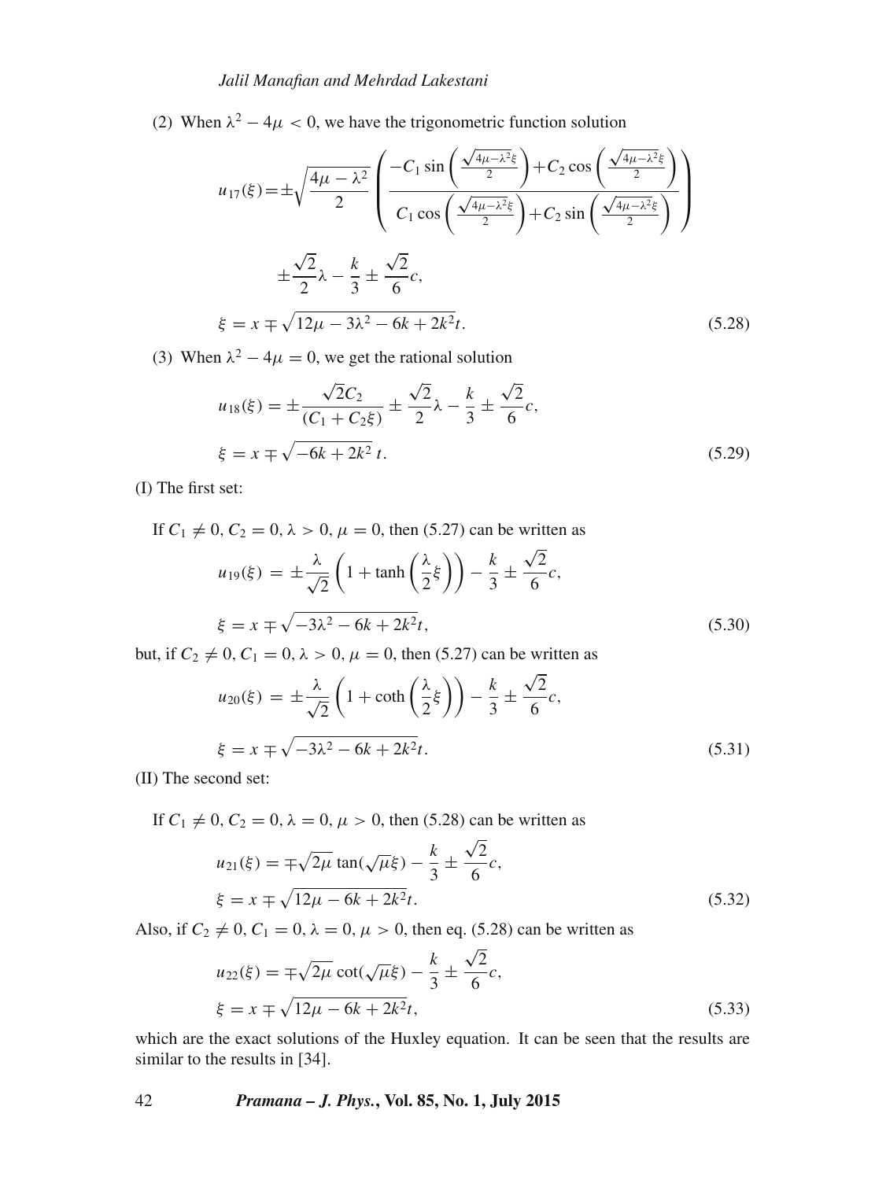(2) When $\lambda^2 - 4\mu < 0$, we have the trigonometric function solution

$$u_{17}(\xi) = \pm\sqrt{\frac{4\mu - \lambda^2}{2}} \left( \frac{-C_1 \sin\left(\frac{\sqrt{4\mu-\lambda^2}\xi}{2}\right) + C_2 \cos\left(\frac{\sqrt{4\mu-\lambda^2}\xi}{2}\right)}{C_1 \cos\left(\frac{\sqrt{4\mu-\lambda^2}\xi}{2}\right) + C_2 \sin\left(\frac{\sqrt{4\mu-\lambda^2}\xi}{2}\right)} \right)$$

$$\pm \frac{\sqrt{2}}{2}\lambda - \frac{k}{3} \pm \frac{\sqrt{2}}{6}c,$$

$$\xi = x \mp \sqrt{12\mu - 3\lambda^2 - 6k + 2k^2}t. \tag{5.28}$$

(3) When $\lambda^2 - 4\mu = 0$, we get the rational solution

$$u_{18}(\xi) = \pm \frac{\sqrt{2}C_2}{(C_1 + C_2\xi)} \pm \frac{\sqrt{2}}{2}\lambda - \frac{k}{3} \pm \frac{\sqrt{2}}{6}c,$$

$$\xi = x \mp \sqrt{-6k + 2k^2}\, t. \tag{5.29}$$

(I) The first set:

If $C_1 \neq 0$, $C_2 = 0$, $\lambda > 0$, $\mu = 0$, then (5.27) can be written as

$$u_{19}(\xi) = \pm \frac{\lambda}{\sqrt{2}} \left(1 + \tanh\left(\frac{\lambda}{2}\xi\right)\right) - \frac{k}{3} \pm \frac{\sqrt{2}}{6}c,$$

$$\xi = x \mp \sqrt{-3\lambda^2 - 6k + 2k^2}t, \tag{5.30}$$

but, if $C_2 \neq 0$, $C_1 = 0$, $\lambda > 0$, $\mu = 0$, then (5.27) can be written as

$$u_{20}(\xi) = \pm \frac{\lambda}{\sqrt{2}} \left(1 + \coth\left(\frac{\lambda}{2}\xi\right)\right) - \frac{k}{3} \pm \frac{\sqrt{2}}{6}c,$$

$$\xi = x \mp \sqrt{-3\lambda^2 - 6k + 2k^2}t. \tag{5.31}$$

(II) The second set:

If $C_1 \neq 0$, $C_2 = 0$, $\lambda = 0$, $\mu > 0$, then (5.28) can be written as

$$u_{21}(\xi) = \mp\sqrt{2\mu}\tan(\sqrt{\mu}\xi) - \frac{k}{3} \pm \frac{\sqrt{2}}{6}c,$$
$$\xi = x \mp \sqrt{12\mu - 6k + 2k^2}t. \tag{5.32}$$

Also, if $C_2 \neq 0$, $C_1 = 0$, $\lambda = 0$, $\mu > 0$, then eq. (5.28) can be written as

$$u_{22}(\xi) = \mp\sqrt{2\mu}\cot(\sqrt{\mu}\xi) - \frac{k}{3} \pm \frac{\sqrt{2}}{6}c,$$
$$\xi = x \mp \sqrt{12\mu - 6k + 2k^2}t, \tag{5.33}$$

which are the exact solutions of the Huxley equation. It can be seen that the results are similar to the results in [34].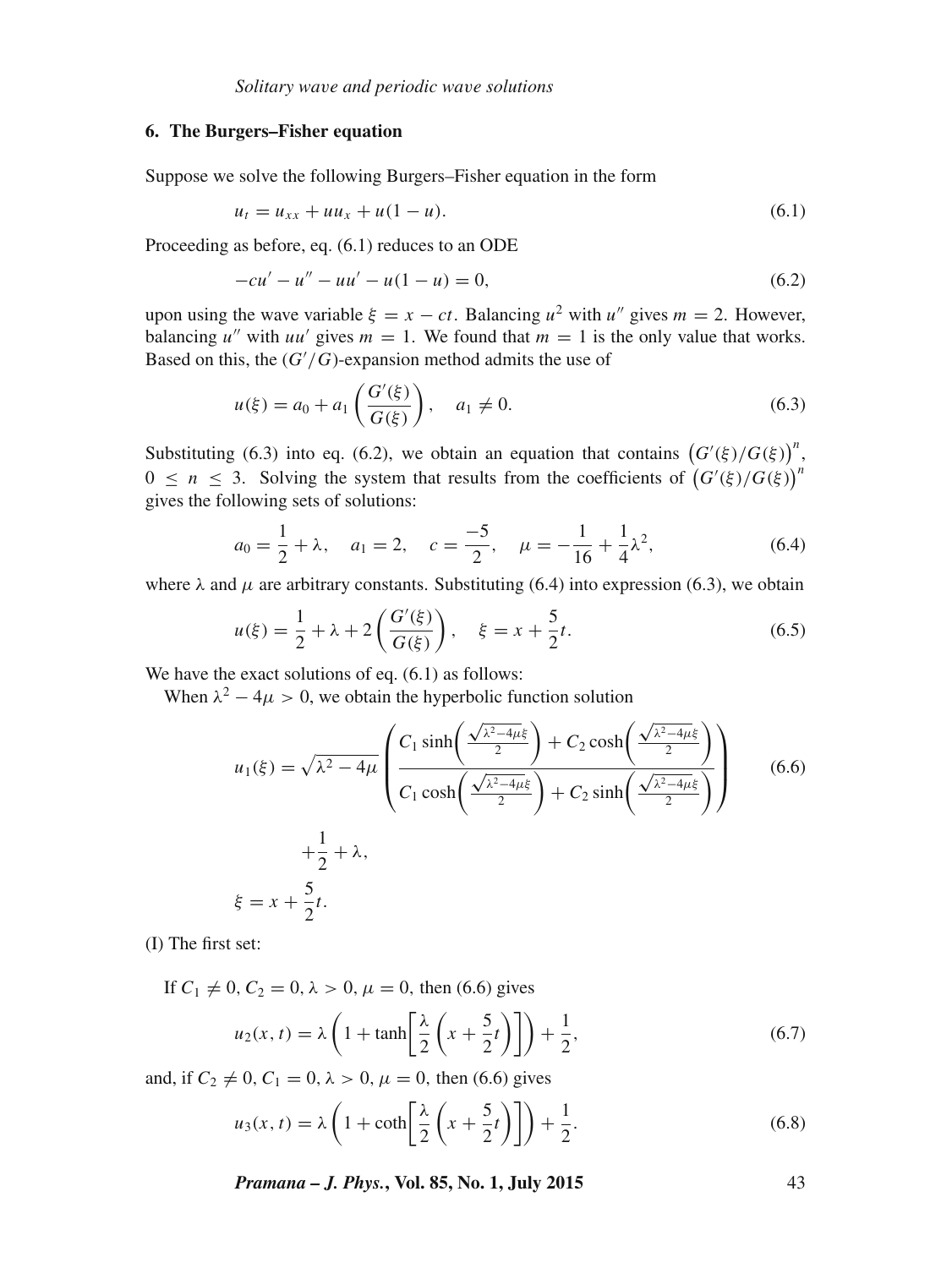## 6. The Burgers–Fisher equation

Suppose we solve the following Burgers–Fisher equation in the form

$$u_t = u_{xx} + uu_x + u(1-u). \tag{6.1}$$

Proceeding as before, eq. (6.1) reduces to an ODE

$$-cu' - u'' - uu' - u(1-u) = 0, \tag{6.2}$$

upon using the wave variable $\xi = x - ct$. Balancing $u^2$ with $u''$ gives $m = 2$. However, balancing $u''$ with $uu'$ gives $m = 1$. We found that $m = 1$ is the only value that works. Based on this, the $(G'/G)$-expansion method admits the use of

$$u(\xi) = a_0 + a_1\left(\frac{G'(\xi)}{G(\xi)}\right), \quad a_1 \neq 0. \tag{6.3}$$

Substituting (6.3) into eq. (6.2), we obtain an equation that contains $\left(G'(\xi)/G(\xi)\right)^n$, $0 \leq n \leq 3$. Solving the system that results from the coefficients of $\left(G'(\xi)/G(\xi)\right)^n$ gives the following sets of solutions:

$$a_0 = \frac{1}{2} + \lambda, \quad a_1 = 2, \quad c = \frac{-5}{2}, \quad \mu = -\frac{1}{16} + \frac{1}{4}\lambda^2, \tag{6.4}$$

where $\lambda$ and $\mu$ are arbitrary constants. Substituting (6.4) into expression (6.3), we obtain

$$u(\xi) = \frac{1}{2} + \lambda + 2\left(\frac{G'(\xi)}{G(\xi)}\right), \quad \xi = x + \frac{5}{2}t. \tag{6.5}$$

We have the exact solutions of eq. (6.1) as follows:

When $\lambda^2 - 4\mu > 0$, we obtain the hyperbolic function solution

$$u_1(\xi) = \sqrt{\lambda^2 - 4\mu}\left(\frac{C_1 \sinh\left(\frac{\sqrt{\lambda^2-4\mu}\xi}{2}\right) + C_2 \cosh\left(\frac{\sqrt{\lambda^2-4\mu}\xi}{2}\right)}{C_1 \cosh\left(\frac{\sqrt{\lambda^2-4\mu}\xi}{2}\right) + C_2 \sinh\left(\frac{\sqrt{\lambda^2-4\mu}\xi}{2}\right)}\right) + \frac{1}{2} + \lambda, \tag{6.6}$$

$$\xi = x + \frac{5}{2}t.$$

(I) The first set:

If $C_1 \neq 0, C_2 = 0, \lambda > 0, \mu = 0$, then (6.6) gives

$$u_2(x,t) = \lambda\left(1 + \tanh\left[\frac{\lambda}{2}\left(x + \frac{5}{2}t\right)\right]\right) + \frac{1}{2}, \tag{6.7}$$

and, if $C_2 \neq 0, C_1 = 0, \lambda > 0, \mu = 0$, then (6.6) gives

$$u_3(x,t) = \lambda\left(1 + \coth\left[\frac{\lambda}{2}\left(x + \frac{5}{2}t\right)\right]\right) + \frac{1}{2}. \tag{6.8}$$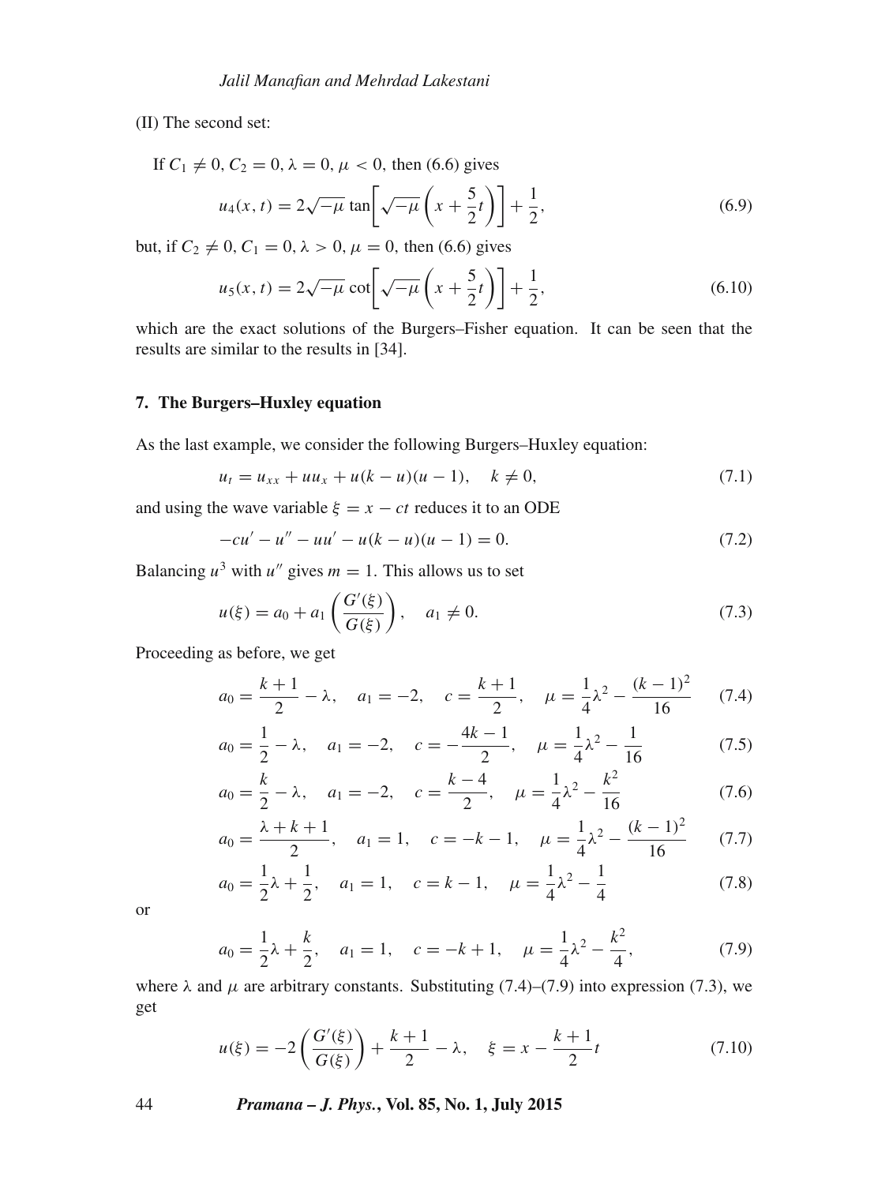(II) The second set:

If $C_1 \neq 0$, $C_2 = 0$, $\lambda = 0$, $\mu < 0$, then (6.6) gives

$$u_4(x,t) = 2\sqrt{-\mu}\tan\left[\sqrt{-\mu}\left(x + \frac{5}{2}t\right)\right] + \frac{1}{2}, \tag{6.9}$$

but, if $C_2 \neq 0$, $C_1 = 0$, $\lambda > 0$, $\mu = 0$, then (6.6) gives

$$u_5(x,t) = 2\sqrt{-\mu}\cot\left[\sqrt{-\mu}\left(x + \frac{5}{2}t\right)\right] + \frac{1}{2}, \tag{6.10}$$

which are the exact solutions of the Burgers–Fisher equation. It can be seen that the results are similar to the results in [34].

## 7. The Burgers–Huxley equation

As the last example, we consider the following Burgers–Huxley equation:

$$u_t = u_{xx} + uu_x + u(k-u)(u-1), \quad k \neq 0, \tag{7.1}$$

and using the wave variable $\xi = x - ct$ reduces it to an ODE

$$-cu' - u'' - uu' - u(k-u)(u-1) = 0. \tag{7.2}$$

Balancing $u^3$ with $u''$ gives $m = 1$. This allows us to set

$$u(\xi) = a_0 + a_1\left(\frac{G'(\xi)}{G(\xi)}\right), \quad a_1 \neq 0. \tag{7.3}$$

Proceeding as before, we get

$$a_0 = \frac{k+1}{2} - \lambda, \quad a_1 = -2, \quad c = \frac{k+1}{2}, \quad \mu = \frac{1}{4}\lambda^2 - \frac{(k-1)^2}{16} \tag{7.4}$$

$$a_0 = \frac{1}{2} - \lambda, \quad a_1 = -2, \quad c = -\frac{4k-1}{2}, \quad \mu = \frac{1}{4}\lambda^2 - \frac{1}{16} \tag{7.5}$$

$$a_0 = \frac{k}{2} - \lambda, \quad a_1 = -2, \quad c = \frac{k-4}{2}, \quad \mu = \frac{1}{4}\lambda^2 - \frac{k^2}{16} \tag{7.6}$$

$$a_0 = \frac{\lambda+k+1}{2}, \quad a_1 = 1, \quad c = -k-1, \quad \mu = \frac{1}{4}\lambda^2 - \frac{(k-1)^2}{16} \tag{7.7}$$

$$a_0 = \frac{1}{2}\lambda + \frac{1}{2}, \quad a_1 = 1, \quad c = k-1, \quad \mu = \frac{1}{4}\lambda^2 - \frac{1}{4} \tag{7.8}$$

or

$$a_0 = \frac{1}{2}\lambda + \frac{k}{2}, \quad a_1 = 1, \quad c = -k+1, \quad \mu = \frac{1}{4}\lambda^2 - \frac{k^2}{4}, \tag{7.9}$$

where $\lambda$ and $\mu$ are arbitrary constants. Substituting (7.4)–(7.9) into expression (7.3), we get

$$u(\xi) = -2\left(\frac{G'(\xi)}{G(\xi)}\right) + \frac{k+1}{2} - \lambda, \quad \xi = x - \frac{k+1}{2}t \tag{7.10}$$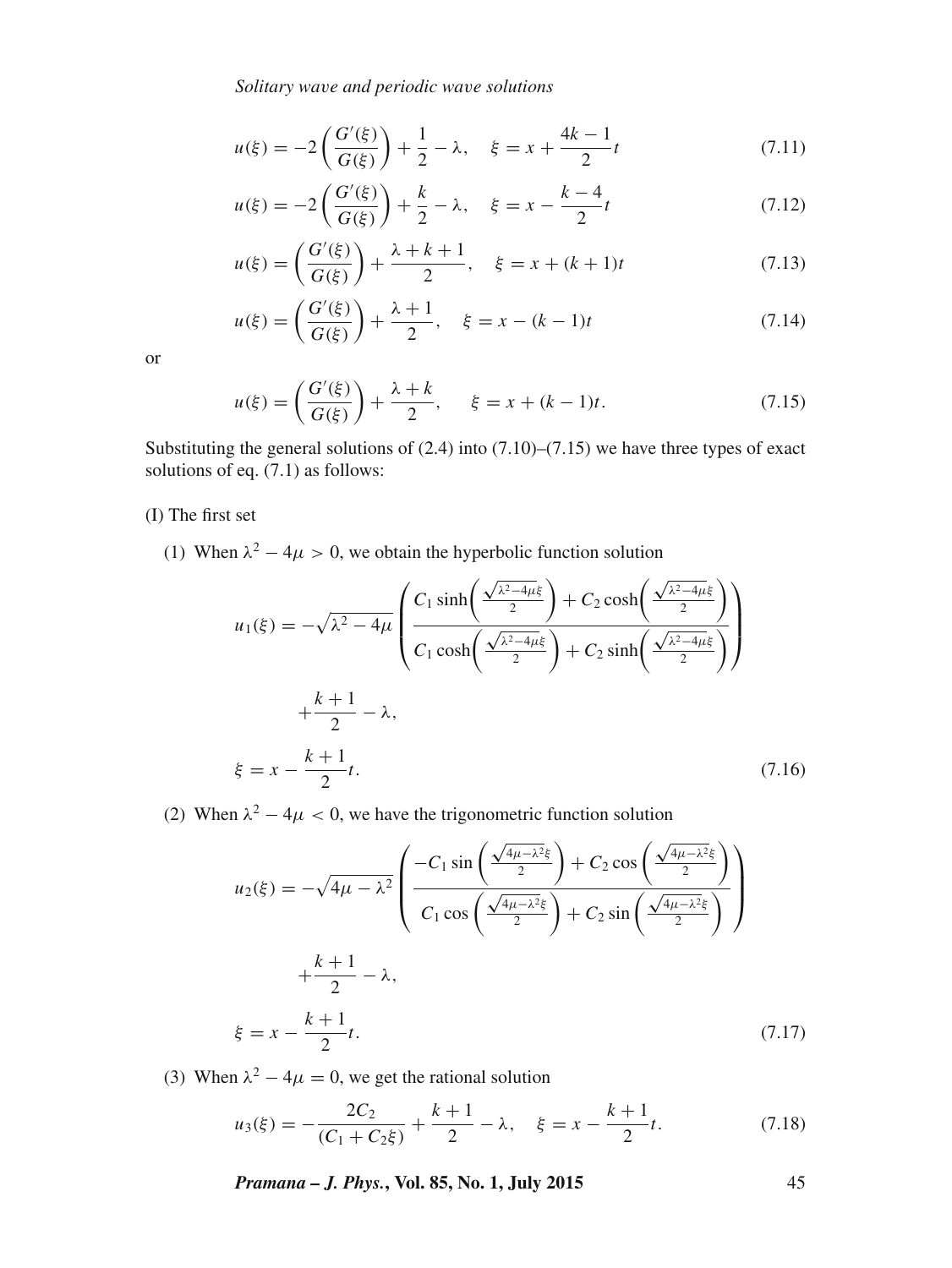$$u(\xi) = -2\left(\frac{G'(\xi)}{G(\xi)}\right) + \frac{1}{2} - \lambda, \quad \xi = x + \frac{4k-1}{2}t \tag{7.11}$$

$$u(\xi) = -2\left(\frac{G'(\xi)}{G(\xi)}\right) + \frac{k}{2} - \lambda, \quad \xi = x - \frac{k-4}{2}t \tag{7.12}$$

$$u(\xi) = \left(\frac{G'(\xi)}{G(\xi)}\right) + \frac{\lambda + k + 1}{2}, \quad \xi = x + (k+1)t \tag{7.13}$$

$$u(\xi) = \left(\frac{G'(\xi)}{G(\xi)}\right) + \frac{\lambda + 1}{2}, \quad \xi = x - (k-1)t \tag{7.14}$$

or

$$u(\xi) = \left(\frac{G'(\xi)}{G(\xi)}\right) + \frac{\lambda + k}{2}, \quad \xi = x + (k-1)t. \tag{7.15}$$

Substituting the general solutions of (2.4) into (7.10)–(7.15) we have three types of exact solutions of eq. (7.1) as follows:

(I) The first set

(1) When $\lambda^2 - 4\mu > 0$, we obtain the hyperbolic function solution

$$u_1(\xi) = -\sqrt{\lambda^2 - 4\mu}\left(\frac{C_1 \sinh\left(\frac{\sqrt{\lambda^2-4\mu}\xi}{2}\right) + C_2 \cosh\left(\frac{\sqrt{\lambda^2-4\mu}\xi}{2}\right)}{C_1 \cosh\left(\frac{\sqrt{\lambda^2-4\mu}\xi}{2}\right) + C_2 \sinh\left(\frac{\sqrt{\lambda^2-4\mu}\xi}{2}\right)}\right) + \frac{k+1}{2} - \lambda,$$

$$\xi = x - \frac{k+1}{2}t. \tag{7.16}$$

(2) When $\lambda^2 - 4\mu < 0$, we have the trigonometric function solution

$$u_2(\xi) = -\sqrt{4\mu - \lambda^2}\left(\frac{-C_1 \sin\left(\frac{\sqrt{4\mu-\lambda^2}\xi}{2}\right) + C_2 \cos\left(\frac{\sqrt{4\mu-\lambda^2}\xi}{2}\right)}{C_1 \cos\left(\frac{\sqrt{4\mu-\lambda^2}\xi}{2}\right) + C_2 \sin\left(\frac{\sqrt{4\mu-\lambda^2}\xi}{2}\right)}\right) + \frac{k+1}{2} - \lambda,$$

$$\xi = x - \frac{k+1}{2}t. \tag{7.17}$$

(3) When $\lambda^2 - 4\mu = 0$, we get the rational solution

$$u_3(\xi) = -\frac{2C_2}{(C_1 + C_2\xi)} + \frac{k+1}{2} - \lambda, \quad \xi = x - \frac{k+1}{2}t. \tag{7.18}$$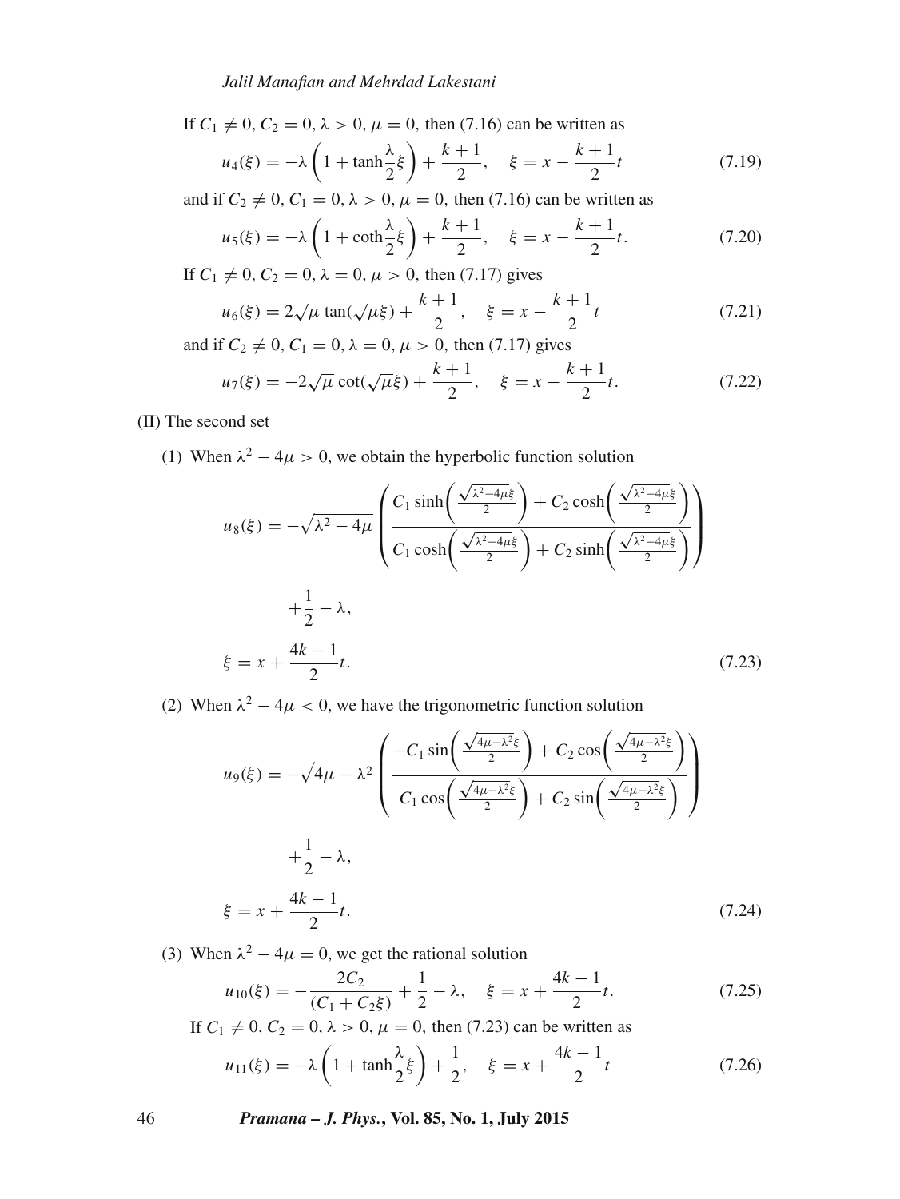If $C_1 \neq 0$, $C_2 = 0$, $\lambda > 0$, $\mu = 0$, then (7.16) can be written as

$$u_4(\xi) = -\lambda\left(1 + \tanh\frac{\lambda}{2}\xi\right) + \frac{k+1}{2}, \quad \xi = x - \frac{k+1}{2}t \tag{7.19}$$

and if $C_2 \neq 0$, $C_1 = 0$, $\lambda > 0$, $\mu = 0$, then (7.16) can be written as

$$u_5(\xi) = -\lambda\left(1 + \coth\frac{\lambda}{2}\xi\right) + \frac{k+1}{2}, \quad \xi = x - \frac{k+1}{2}t. \tag{7.20}$$

If $C_1 \neq 0$, $C_2 = 0$, $\lambda = 0$, $\mu > 0$, then (7.17) gives

$$u_6(\xi) = 2\sqrt{\mu}\tan(\sqrt{\mu}\xi) + \frac{k+1}{2}, \quad \xi = x - \frac{k+1}{2}t \tag{7.21}$$

and if $C_2 \neq 0$, $C_1 = 0$, $\lambda = 0$, $\mu > 0$, then (7.17) gives

$$u_7(\xi) = -2\sqrt{\mu}\cot(\sqrt{\mu}\xi) + \frac{k+1}{2}, \quad \xi = x - \frac{k+1}{2}t. \tag{7.22}$$

(II) The second set

(1) When $\lambda^2 - 4\mu > 0$, we obtain the hyperbolic function solution

$$u_8(\xi) = -\sqrt{\lambda^2 - 4\mu}\left(\frac{C_1\sinh\left(\frac{\sqrt{\lambda^2-4\mu}\xi}{2}\right) + C_2\cosh\left(\frac{\sqrt{\lambda^2-4\mu}\xi}{2}\right)}{C_1\cosh\left(\frac{\sqrt{\lambda^2-4\mu}\xi}{2}\right) + C_2\sinh\left(\frac{\sqrt{\lambda^2-4\mu}\xi}{2}\right)}\right) + \frac{1}{2} - \lambda,$$

$$\xi = x + \frac{4k-1}{2}t. \tag{7.23}$$

(2) When $\lambda^2 - 4\mu < 0$, we have the trigonometric function solution

$$u_9(\xi) = -\sqrt{4\mu - \lambda^2}\left(\frac{-C_1\sin\left(\frac{\sqrt{4\mu-\lambda^2}\xi}{2}\right) + C_2\cos\left(\frac{\sqrt{4\mu-\lambda^2}\xi}{2}\right)}{C_1\cos\left(\frac{\sqrt{4\mu-\lambda^2}\xi}{2}\right) + C_2\sin\left(\frac{\sqrt{4\mu-\lambda^2}\xi}{2}\right)}\right) + \frac{1}{2} - \lambda,$$

$$\xi = x + \frac{4k-1}{2}t. \tag{7.24}$$

(3) When $\lambda^2 - 4\mu = 0$, we get the rational solution

$$u_{10}(\xi) = -\frac{2C_2}{(C_1 + C_2\xi)} + \frac{1}{2} - \lambda, \quad \xi = x + \frac{4k-1}{2}t. \tag{7.25}$$

If $C_1 \neq 0$, $C_2 = 0$, $\lambda > 0$, $\mu = 0$, then (7.23) can be written as

$$u_{11}(\xi) = -\lambda\left(1 + \tanh\frac{\lambda}{2}\xi\right) + \frac{1}{2}, \quad \xi = x + \frac{4k-1}{2}t \tag{7.26}$$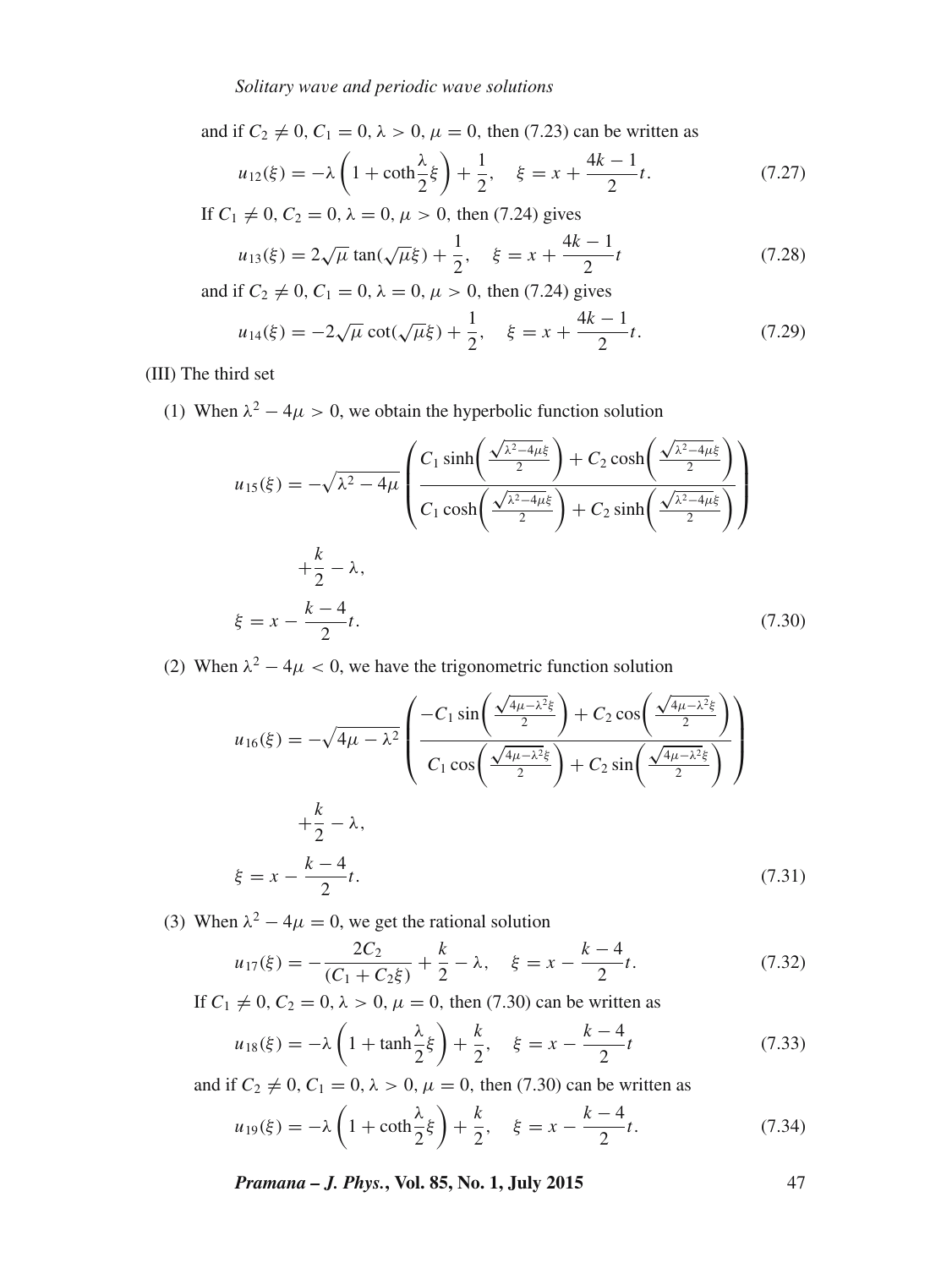and if $C_2 \neq 0$, $C_1 = 0$, $\lambda > 0$, $\mu = 0$, then (7.23) can be written as

$$u_{12}(\xi) = -\lambda \left(1 + \coth\frac{\lambda}{2}\xi\right) + \frac{1}{2}, \quad \xi = x + \frac{4k-1}{2}t. \tag{7.27}$$

If $C_1 \neq 0$, $C_2 = 0$, $\lambda = 0$, $\mu > 0$, then (7.24) gives

$$u_{13}(\xi) = 2\sqrt{\mu}\tan(\sqrt{\mu}\xi) + \frac{1}{2}, \quad \xi = x + \frac{4k-1}{2}t \tag{7.28}$$

and if $C_2 \neq 0$, $C_1 = 0$, $\lambda = 0$, $\mu > 0$, then (7.24) gives

$$u_{14}(\xi) = -2\sqrt{\mu}\cot(\sqrt{\mu}\xi) + \frac{1}{2}, \quad \xi = x + \frac{4k-1}{2}t. \tag{7.29}$$

(III) The third set

(1) When $\lambda^2 - 4\mu > 0$, we obtain the hyperbolic function solution

$$u_{15}(\xi) = -\sqrt{\lambda^2 - 4\mu}\left(\frac{C_1\sinh\left(\frac{\sqrt{\lambda^2-4\mu}\xi}{2}\right) + C_2\cosh\left(\frac{\sqrt{\lambda^2-4\mu}\xi}{2}\right)}{C_1\cosh\left(\frac{\sqrt{\lambda^2-4\mu}\xi}{2}\right) + C_2\sinh\left(\frac{\sqrt{\lambda^2-4\mu}\xi}{2}\right)}\right) + \frac{k}{2} - \lambda,$$

$$\xi = x - \frac{k-4}{2}t. \tag{7.30}$$

(2) When $\lambda^2 - 4\mu < 0$, we have the trigonometric function solution

$$u_{16}(\xi) = -\sqrt{4\mu - \lambda^2}\left(\frac{-C_1\sin\left(\frac{\sqrt{4\mu-\lambda^2}\xi}{2}\right) + C_2\cos\left(\frac{\sqrt{4\mu-\lambda^2}\xi}{2}\right)}{C_1\cos\left(\frac{\sqrt{4\mu-\lambda^2}\xi}{2}\right) + C_2\sin\left(\frac{\sqrt{4\mu-\lambda^2}\xi}{2}\right)}\right) + \frac{k}{2} - \lambda,$$

$$\xi = x - \frac{k-4}{2}t. \tag{7.31}$$

(3) When $\lambda^2 - 4\mu = 0$, we get the rational solution

$$u_{17}(\xi) = -\frac{2C_2}{(C_1 + C_2\xi)} + \frac{k}{2} - \lambda, \quad \xi = x - \frac{k-4}{2}t. \tag{7.32}$$

If $C_1 \neq 0$, $C_2 = 0$, $\lambda > 0$, $\mu = 0$, then (7.30) can be written as

$$u_{18}(\xi) = -\lambda\left(1 + \tanh\frac{\lambda}{2}\xi\right) + \frac{k}{2}, \quad \xi = x - \frac{k-4}{2}t \tag{7.33}$$

and if $C_2 \neq 0$, $C_1 = 0$, $\lambda > 0$, $\mu = 0$, then (7.30) can be written as

$$u_{19}(\xi) = -\lambda\left(1 + \coth\frac{\lambda}{2}\xi\right) + \frac{k}{2}, \quad \xi = x - \frac{k-4}{2}t. \tag{7.34}$$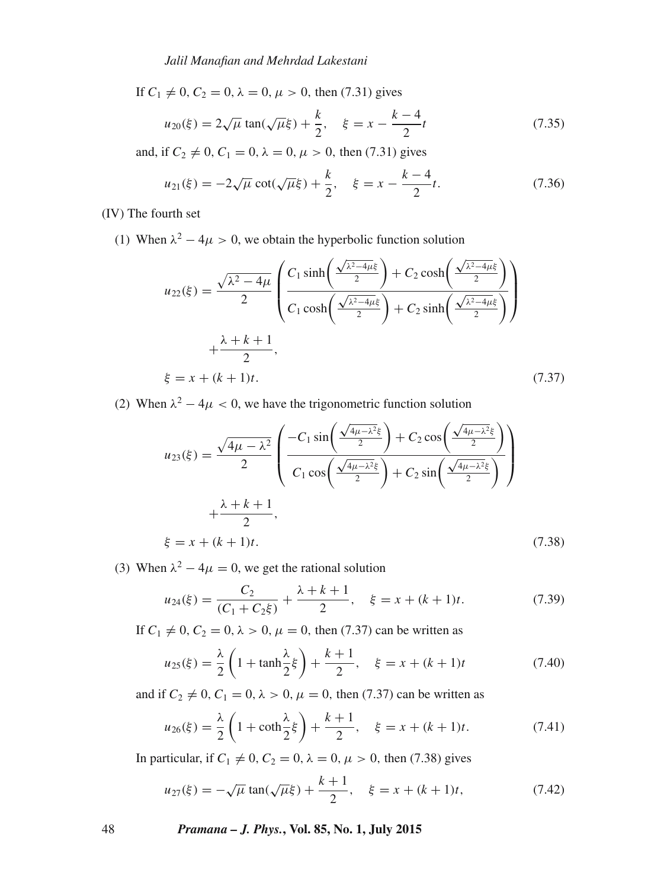If $C_1 \neq 0$, $C_2 = 0$, $\lambda = 0$, $\mu > 0$, then (7.31) gives

$$u_{20}(\xi) = 2\sqrt{\mu}\tan(\sqrt{\mu}\xi) + \frac{k}{2}, \quad \xi = x - \frac{k-4}{2}t \tag{7.35}$$

and, if $C_2 \neq 0$, $C_1 = 0$, $\lambda = 0$, $\mu > 0$, then (7.31) gives

$$u_{21}(\xi) = -2\sqrt{\mu}\cot(\sqrt{\mu}\xi) + \frac{k}{2}, \quad \xi = x - \frac{k-4}{2}t. \tag{7.36}$$

(IV) The fourth set

(1) When $\lambda^2 - 4\mu > 0$, we obtain the hyperbolic function solution

$$u_{22}(\xi) = \frac{\sqrt{\lambda^2 - 4\mu}}{2}\left(\frac{C_1\sinh\left(\frac{\sqrt{\lambda^2-4\mu}\xi}{2}\right) + C_2\cosh\left(\frac{\sqrt{\lambda^2-4\mu}\xi}{2}\right)}{C_1\cosh\left(\frac{\sqrt{\lambda^2-4\mu}\xi}{2}\right) + C_2\sinh\left(\frac{\sqrt{\lambda^2-4\mu}\xi}{2}\right)}\right) + \frac{\lambda + k + 1}{2},$$
$$\xi = x + (k+1)t. \tag{7.37}$$

(2) When $\lambda^2 - 4\mu < 0$, we have the trigonometric function solution

$$u_{23}(\xi) = \frac{\sqrt{4\mu - \lambda^2}}{2}\left(\frac{-C_1\sin\left(\frac{\sqrt{4\mu-\lambda^2}\xi}{2}\right) + C_2\cos\left(\frac{\sqrt{4\mu-\lambda^2}\xi}{2}\right)}{C_1\cos\left(\frac{\sqrt{4\mu-\lambda^2}\xi}{2}\right) + C_2\sin\left(\frac{\sqrt{4\mu-\lambda^2}\xi}{2}\right)}\right) + \frac{\lambda + k + 1}{2},$$
$$\xi = x + (k+1)t. \tag{7.38}$$

(3) When $\lambda^2 - 4\mu = 0$, we get the rational solution

$$u_{24}(\xi) = \frac{C_2}{(C_1 + C_2\xi)} + \frac{\lambda + k + 1}{2}, \quad \xi = x + (k+1)t. \tag{7.39}$$

If $C_1 \neq 0$, $C_2 = 0$, $\lambda > 0$, $\mu = 0$, then (7.37) can be written as

$$u_{25}(\xi) = \frac{\lambda}{2}\left(1 + \tanh\frac{\lambda}{2}\xi\right) + \frac{k+1}{2}, \quad \xi = x + (k+1)t \tag{7.40}$$

and if $C_2 \neq 0$, $C_1 = 0$, $\lambda > 0$, $\mu = 0$, then (7.37) can be written as

$$u_{26}(\xi) = \frac{\lambda}{2}\left(1 + \coth\frac{\lambda}{2}\xi\right) + \frac{k+1}{2}, \quad \xi = x + (k+1)t. \tag{7.41}$$

In particular, if $C_1 \neq 0$, $C_2 = 0$, $\lambda = 0$, $\mu > 0$, then (7.38) gives

$$u_{27}(\xi) = -\sqrt{\mu}\tan(\sqrt{\mu}\xi) + \frac{k+1}{2}, \quad \xi = x + (k+1)t, \tag{7.42}$$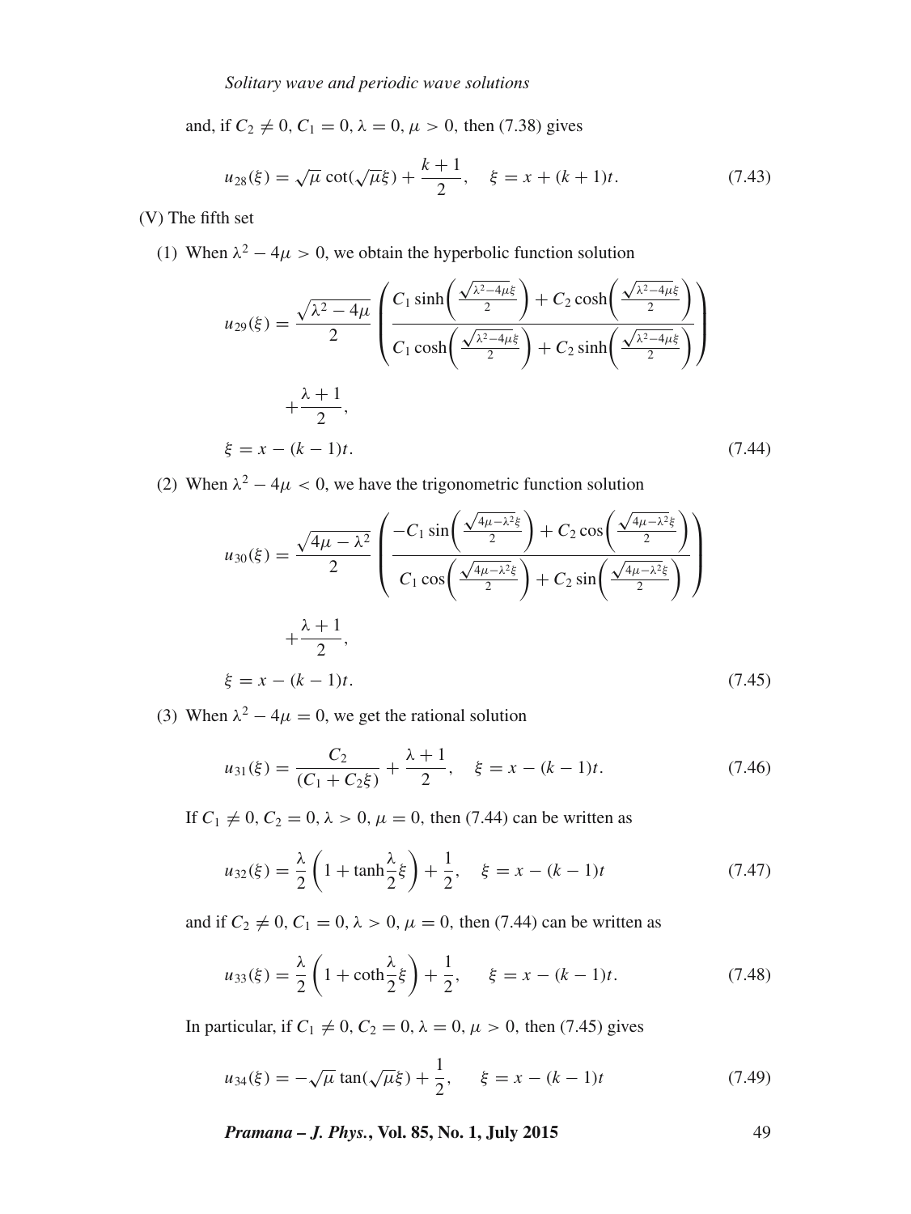and, if $C_2 \neq 0$, $C_1 = 0$, $\lambda = 0$, $\mu > 0$, then (7.38) gives

$$u_{28}(\xi) = \sqrt{\mu}\cot(\sqrt{\mu}\xi) + \frac{k+1}{2}, \quad \xi = x + (k+1)t. \tag{7.43}$$

(V) The fifth set

(1) When $\lambda^2 - 4\mu > 0$, we obtain the hyperbolic function solution

$$u_{29}(\xi) = \frac{\sqrt{\lambda^2 - 4\mu}}{2}\left(\frac{C_1 \sinh\left(\frac{\sqrt{\lambda^2-4\mu}\xi}{2}\right) + C_2 \cosh\left(\frac{\sqrt{\lambda^2-4\mu}\xi}{2}\right)}{C_1 \cosh\left(\frac{\sqrt{\lambda^2-4\mu}\xi}{2}\right) + C_2 \sinh\left(\frac{\sqrt{\lambda^2-4\mu}\xi}{2}\right)}\right) + \frac{\lambda+1}{2},$$

$$\xi = x - (k-1)t. \tag{7.44}$$

(2) When $\lambda^2 - 4\mu < 0$, we have the trigonometric function solution

$$u_{30}(\xi) = \frac{\sqrt{4\mu - \lambda^2}}{2}\left(\frac{-C_1 \sin\left(\frac{\sqrt{4\mu-\lambda^2}\xi}{2}\right) + C_2 \cos\left(\frac{\sqrt{4\mu-\lambda^2}\xi}{2}\right)}{C_1 \cos\left(\frac{\sqrt{4\mu-\lambda^2}\xi}{2}\right) + C_2 \sin\left(\frac{\sqrt{4\mu-\lambda^2}\xi}{2}\right)}\right) + \frac{\lambda+1}{2},$$

$$\xi = x - (k-1)t. \tag{7.45}$$

(3) When $\lambda^2 - 4\mu = 0$, we get the rational solution

$$u_{31}(\xi) = \frac{C_2}{(C_1 + C_2\xi)} + \frac{\lambda+1}{2}, \quad \xi = x - (k-1)t. \tag{7.46}$$

If $C_1 \neq 0$, $C_2 = 0$, $\lambda > 0$, $\mu = 0$, then (7.44) can be written as

$$u_{32}(\xi) = \frac{\lambda}{2}\left(1 + \tanh\frac{\lambda}{2}\xi\right) + \frac{1}{2}, \quad \xi = x - (k-1)t \tag{7.47}$$

and if $C_2 \neq 0$, $C_1 = 0$, $\lambda > 0$, $\mu = 0$, then (7.44) can be written as

$$u_{33}(\xi) = \frac{\lambda}{2}\left(1 + \coth\frac{\lambda}{2}\xi\right) + \frac{1}{2}, \quad \xi = x - (k-1)t. \tag{7.48}$$

In particular, if $C_1 \neq 0$, $C_2 = 0$, $\lambda = 0$, $\mu > 0$, then (7.45) gives

$$u_{34}(\xi) = -\sqrt{\mu}\tan(\sqrt{\mu}\xi) + \frac{1}{2}, \quad \xi = x - (k-1)t \tag{7.49}$$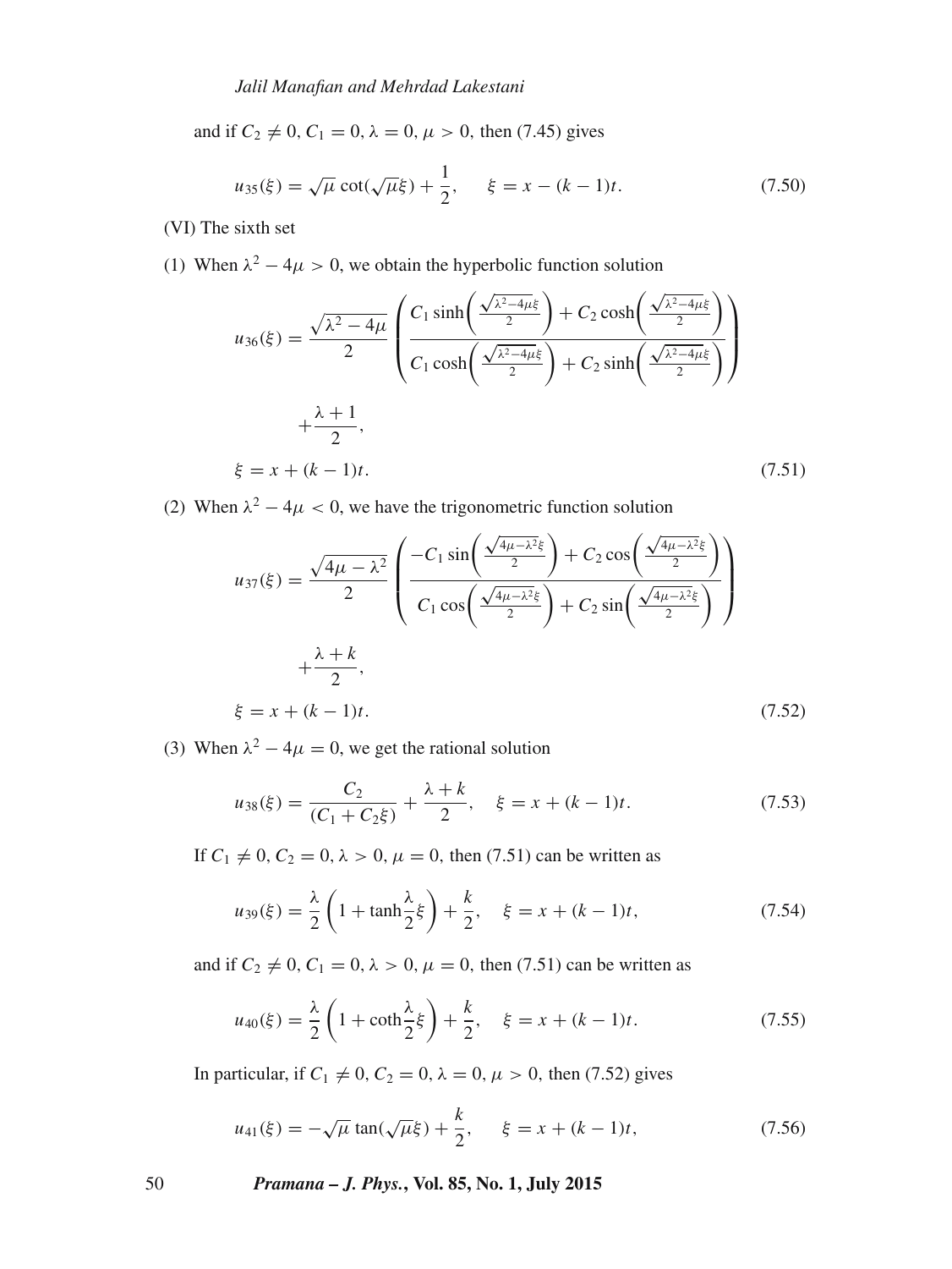and if $C_2 \neq 0$, $C_1 = 0$, $\lambda = 0$, $\mu > 0$, then (7.45) gives

$$u_{35}(\xi) = \sqrt{\mu}\cot(\sqrt{\mu}\xi) + \frac{1}{2}, \quad \xi = x - (k-1)t. \tag{7.50}$$

(VI) The sixth set

(1) When $\lambda^2 - 4\mu > 0$, we obtain the hyperbolic function solution

$$u_{36}(\xi) = \frac{\sqrt{\lambda^2 - 4\mu}}{2}\left(\frac{C_1 \sinh\left(\frac{\sqrt{\lambda^2-4\mu}\xi}{2}\right) + C_2 \cosh\left(\frac{\sqrt{\lambda^2-4\mu}\xi}{2}\right)}{C_1 \cosh\left(\frac{\sqrt{\lambda^2-4\mu}\xi}{2}\right) + C_2 \sinh\left(\frac{\sqrt{\lambda^2-4\mu}\xi}{2}\right)}\right) + \frac{\lambda+1}{2},$$

$$\xi = x + (k-1)t. \tag{7.51}$$

(2) When $\lambda^2 - 4\mu < 0$, we have the trigonometric function solution

$$u_{37}(\xi) = \frac{\sqrt{4\mu - \lambda^2}}{2}\left(\frac{-C_1 \sin\left(\frac{\sqrt{4\mu-\lambda^2}\xi}{2}\right) + C_2 \cos\left(\frac{\sqrt{4\mu-\lambda^2}\xi}{2}\right)}{C_1 \cos\left(\frac{\sqrt{4\mu-\lambda^2}\xi}{2}\right) + C_2 \sin\left(\frac{\sqrt{4\mu-\lambda^2}\xi}{2}\right)}\right) + \frac{\lambda+k}{2},$$

$$\xi = x + (k-1)t. \tag{7.52}$$

(3) When $\lambda^2 - 4\mu = 0$, we get the rational solution

$$u_{38}(\xi) = \frac{C_2}{(C_1 + C_2\xi)} + \frac{\lambda+k}{2}, \quad \xi = x + (k-1)t. \tag{7.53}$$

If $C_1 \neq 0$, $C_2 = 0$, $\lambda > 0$, $\mu = 0$, then (7.51) can be written as

$$u_{39}(\xi) = \frac{\lambda}{2}\left(1 + \tanh\frac{\lambda}{2}\xi\right) + \frac{k}{2}, \quad \xi = x + (k-1)t, \tag{7.54}$$

and if $C_2 \neq 0$, $C_1 = 0$, $\lambda > 0$, $\mu = 0$, then (7.51) can be written as

$$u_{40}(\xi) = \frac{\lambda}{2}\left(1 + \coth\frac{\lambda}{2}\xi\right) + \frac{k}{2}, \quad \xi = x + (k-1)t. \tag{7.55}$$

In particular, if $C_1 \neq 0$, $C_2 = 0$, $\lambda = 0$, $\mu > 0$, then (7.52) gives

$$u_{41}(\xi) = -\sqrt{\mu}\tan(\sqrt{\mu}\xi) + \frac{k}{2}, \quad \xi = x + (k-1)t, \tag{7.56}$$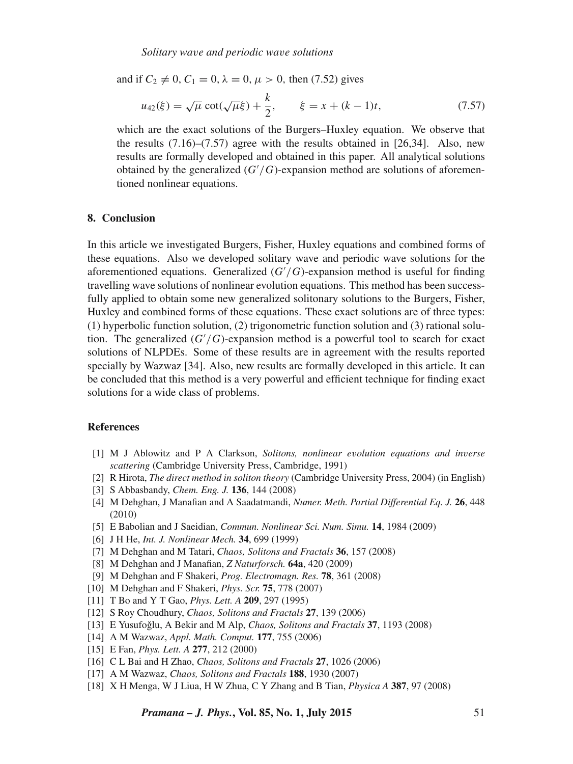and if $C_2 \neq 0$, $C_1 = 0$, $\lambda = 0$, $\mu > 0$, then (7.52) gives

$$u_{42}(\xi) = \sqrt{\mu}\cot(\sqrt{\mu}\xi) + \frac{k}{2}, \qquad \xi = x + (k-1)t, \tag{7.57}$$

which are the exact solutions of the Burgers–Huxley equation. We observe that the results (7.16)–(7.57) agree with the results obtained in [26,34]. Also, new results are formally developed and obtained in this paper. All analytical solutions obtained by the generalized $(G'/G)$-expansion method are solutions of aforementioned nonlinear equations.

## 8. Conclusion

In this article we investigated Burgers, Fisher, Huxley equations and combined forms of these equations. Also we developed solitary wave and periodic wave solutions for the aforementioned equations. Generalized $(G'/G)$-expansion method is useful for finding travelling wave solutions of nonlinear evolution equations. This method has been successfully applied to obtain some new generalized solitonary solutions to the Burgers, Fisher, Huxley and combined forms of these equations. These exact solutions are of three types: (1) hyperbolic function solution, (2) trigonometric function solution and (3) rational solution. The generalized $(G'/G)$-expansion method is a powerful tool to search for exact solutions of NLPDEs. Some of these results are in agreement with the results reported specially by Wazwaz [34]. Also, new results are formally developed in this article. It can be concluded that this method is a very powerful and efficient technique for finding exact solutions for a wide class of problems.

## References

[1] M J Ablowitz and P A Clarkson, *Solitons, nonlinear evolution equations and inverse scattering* (Cambridge University Press, Cambridge, 1991)
[2] R Hirota, *The direct method in soliton theory* (Cambridge University Press, 2004) (in English)
[3] S Abbasbandy, *Chem. Eng. J.* **136**, 144 (2008)
[4] M Dehghan, J Manafian and A Saadatmandi, *Numer. Meth. Partial Differential Eq. J.* **26**, 448 (2010)
[5] E Babolian and J Saeidian, *Commun. Nonlinear Sci. Num. Simu.* **14**, 1984 (2009)
[6] J H He, *Int. J. Nonlinear Mech.* **34**, 699 (1999)
[7] M Dehghan and M Tatari, *Chaos, Solitons and Fractals* **36**, 157 (2008)
[8] M Dehghan and J Manafian, *Z Naturforsch.* **64a**, 420 (2009)
[9] M Dehghan and F Shakeri, *Prog. Electromagn. Res.* **78**, 361 (2008)
[10] M Dehghan and F Shakeri, *Phys. Scr.* **75**, 778 (2007)
[11] T Bo and Y T Gao, *Phys. Lett. A* **209**, 297 (1995)
[12] S Roy Choudhury, *Chaos, Solitons and Fractals* **27**, 139 (2006)
[13] E Yusufoğlu, A Bekir and M Alp, *Chaos, Solitons and Fractals* **37**, 1193 (2008)
[14] A M Wazwaz, *Appl. Math. Comput.* **177**, 755 (2006)
[15] E Fan, *Phys. Lett. A* **277**, 212 (2000)
[16] C L Bai and H Zhao, *Chaos, Solitons and Fractals* **27**, 1026 (2006)
[17] A M Wazwaz, *Chaos, Solitons and Fractals* **188**, 1930 (2007)
[18] X H Menga, W J Liua, H W Zhua, C Y Zhang and B Tian, *Physica A* **387**, 97 (2008)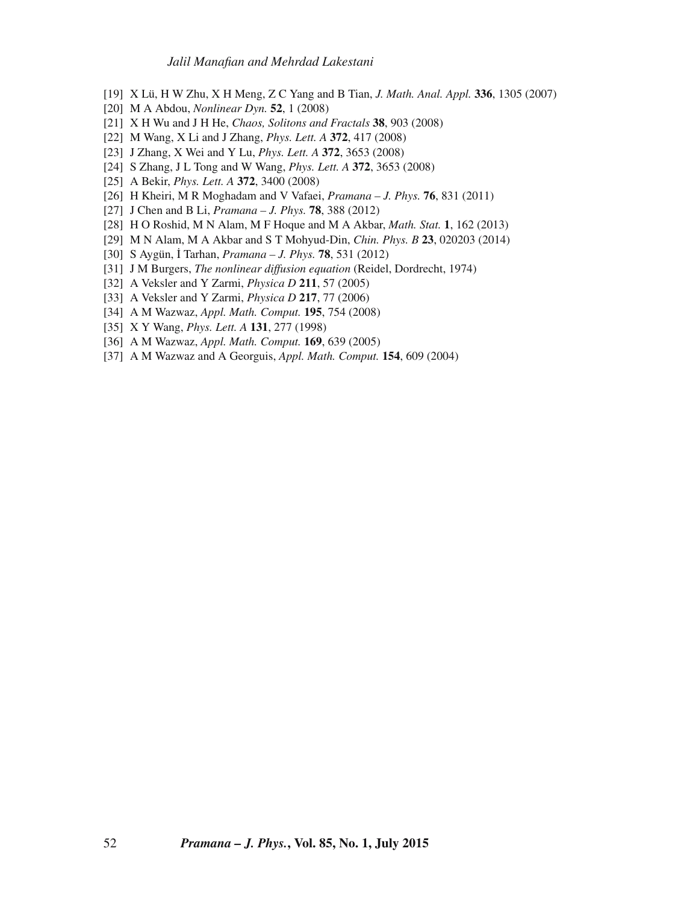[19] X Lü, H W Zhu, X H Meng, Z C Yang and B Tian, *J. Math. Anal. Appl.* **336**, 1305 (2007)
[20] M A Abdou, *Nonlinear Dyn.* **52**, 1 (2008)
[21] X H Wu and J H He, *Chaos, Solitons and Fractals* **38**, 903 (2008)
[22] M Wang, X Li and J Zhang, *Phys. Lett. A* **372**, 417 (2008)
[23] J Zhang, X Wei and Y Lu, *Phys. Lett. A* **372**, 3653 (2008)
[24] S Zhang, J L Tong and W Wang, *Phys. Lett. A* **372**, 3653 (2008)
[25] A Bekir, *Phys. Lett. A* **372**, 3400 (2008)
[26] H Kheiri, M R Moghadam and V Vafaei, *Pramana – J. Phys.* **76**, 831 (2011)
[27] J Chen and B Li, *Pramana – J. Phys.* **78**, 388 (2012)
[28] H O Roshid, M N Alam, M F Hoque and M A Akbar, *Math. Stat.* **1**, 162 (2013)
[29] M N Alam, M A Akbar and S T Mohyud-Din, *Chin. Phys. B* **23**, 020203 (2014)
[30] S Aygün, İ Tarhan, *Pramana – J. Phys.* **78**, 531 (2012)
[31] J M Burgers, *The nonlinear diffusion equation* (Reidel, Dordrecht, 1974)
[32] A Veksler and Y Zarmi, *Physica D* **211**, 57 (2005)
[33] A Veksler and Y Zarmi, *Physica D* **217**, 77 (2006)
[34] A M Wazwaz, *Appl. Math. Comput.* **195**, 754 (2008)
[35] X Y Wang, *Phys. Lett. A* **131**, 277 (1998)
[36] A M Wazwaz, *Appl. Math. Comput.* **169**, 639 (2005)
[37] A M Wazwaz and A Georguis, *Appl. Math. Comput.* **154**, 609 (2004)